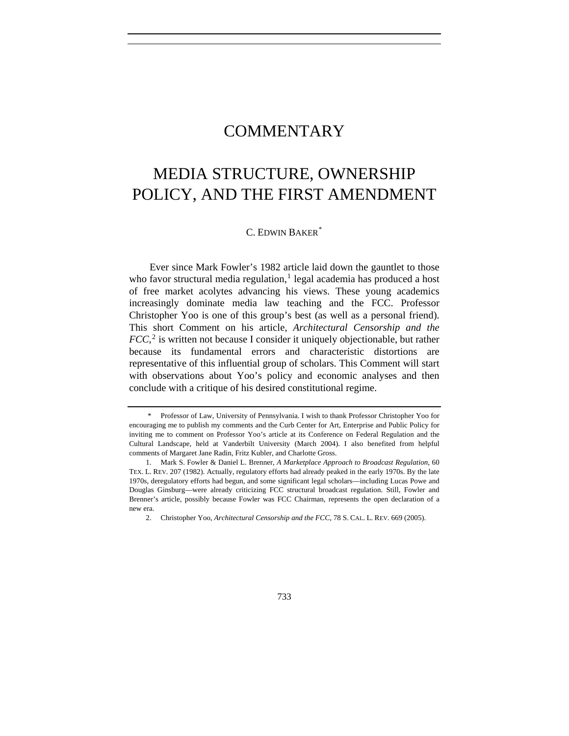# COMMENTARY

# MEDIA STRUCTURE, OWNERSHIP POLICY, AND THE FIRST AMENDMENT

C. EDWIN BAKER[*]

Ever since Mark Fowler's 1982 article laid down the gauntlet to those who favor structural media regulation,[1] legal academia has produced a host of free market acolytes advancing his views. These young academics increasingly dominate media law teaching and the FCC. Professor Christopher Yoo is one of this group's best (as well as a personal friend). This short Comment on his article, *Architectural Censorship and the FCC*,[2] is written not because I consider it uniquely objectionable, but rather because its fundamental errors and characteristic distortions are representative of this influential group of scholars. This Comment will start with observations about Yoo's policy and economic analyses and then conclude with a critique of his desired constitutional regime.

---

[*] Professor of Law, University of Pennsylvania. I wish to thank Professor Christopher Yoo for encouraging me to publish my comments and the Curb Center for Art, Enterprise and Public Policy for inviting me to comment on Professor Yoo's article at its Conference on Federal Regulation and the Cultural Landscape, held at Vanderbilt University (March 2004). I also benefited from helpful comments of Margaret Jane Radin, Fritz Kubler, and Charlotte Gross.

1. Mark S. Fowler & Daniel L. Brenner, *A Marketplace Approach to Broadcast Regulation*, 60 TEX. L. REV. 207 (1982). Actually, regulatory efforts had already peaked in the early 1970s. By the late 1970s, deregulatory efforts had begun, and some significant legal scholars—including Lucas Powe and Douglas Ginsburg—were already criticizing FCC structural broadcast regulation. Still, Fowler and Brenner's article, possibly because Fowler was FCC Chairman, represents the open declaration of a new era.

2. Christopher Yoo, *Architectural Censorship and the FCC*, 78 S. CAL. L. REV. 669 (2005).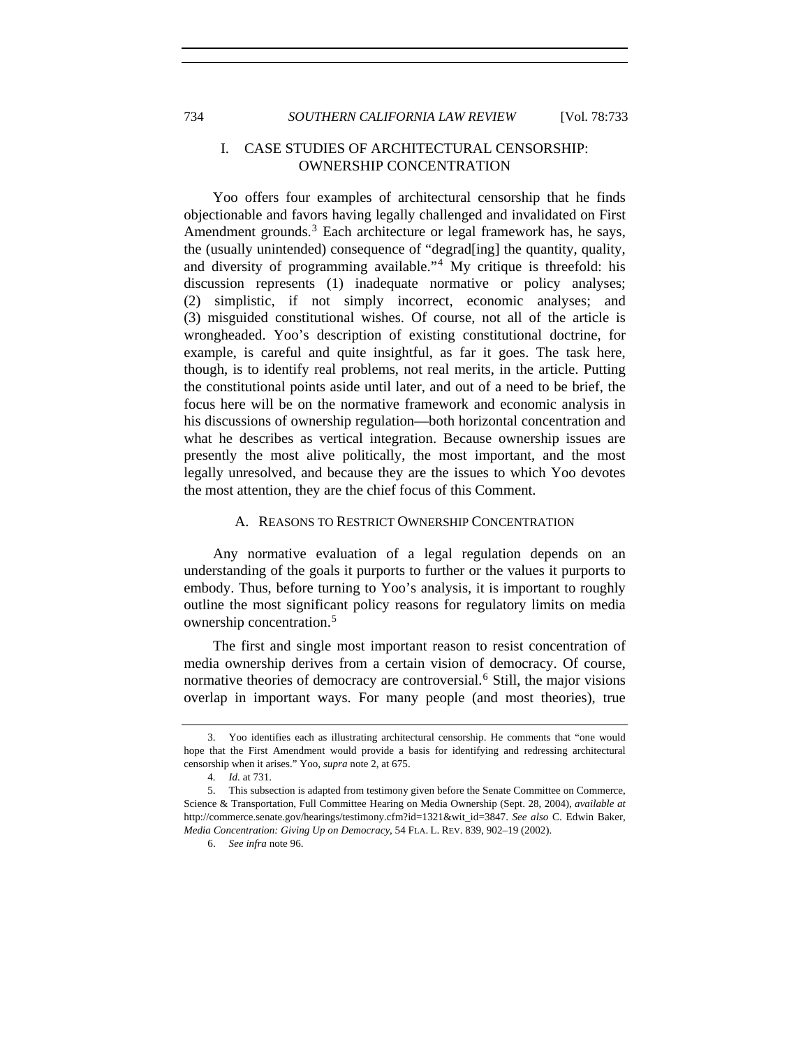## I. CASE STUDIES OF ARCHITECTURAL CENSORSHIP: OWNERSHIP CONCENTRATION

Yoo offers four examples of architectural censorship that he finds objectionable and favors having legally challenged and invalidated on First Amendment grounds.[3] Each architecture or legal framework has, he says, the (usually unintended) consequence of "degrad[ing] the quantity, quality, and diversity of programming available."[4] My critique is threefold: his discussion represents (1) inadequate normative or policy analyses; (2) simplistic, if not simply incorrect, economic analyses; and (3) misguided constitutional wishes. Of course, not all of the article is wrongheaded. Yoo's description of existing constitutional doctrine, for example, is careful and quite insightful, as far it goes. The task here, though, is to identify real problems, not real merits, in the article. Putting the constitutional points aside until later, and out of a need to be brief, the focus here will be on the normative framework and economic analysis in his discussions of ownership regulation—both horizontal concentration and what he describes as vertical integration. Because ownership issues are presently the most alive politically, the most important, and the most legally unresolved, and because they are the issues to which Yoo devotes the most attention, they are the chief focus of this Comment.

### A. REASONS TO RESTRICT OWNERSHIP CONCENTRATION

Any normative evaluation of a legal regulation depends on an understanding of the goals it purports to further or the values it purports to embody. Thus, before turning to Yoo's analysis, it is important to roughly outline the most significant policy reasons for regulatory limits on media ownership concentration.[5]

The first and single most important reason to resist concentration of media ownership derives from a certain vision of democracy. Of course, normative theories of democracy are controversial.[6] Still, the major visions overlap in important ways. For many people (and most theories), true

---

3. Yoo identifies each as illustrating architectural censorship. He comments that "one would hope that the First Amendment would provide a basis for identifying and redressing architectural censorship when it arises." Yoo, *supra* note 2, at 675.

4. *Id.* at 731.

5. This subsection is adapted from testimony given before the Senate Committee on Commerce, Science & Transportation, Full Committee Hearing on Media Ownership (Sept. 28, 2004), *available at* http://commerce.senate.gov/hearings/testimony.cfm?id=1321&wit_id=3847. *See also* C. Edwin Baker, *Media Concentration: Giving Up on Democracy*, 54 FLA. L. REV. 839, 902–19 (2002).

6. *See infra* note 96.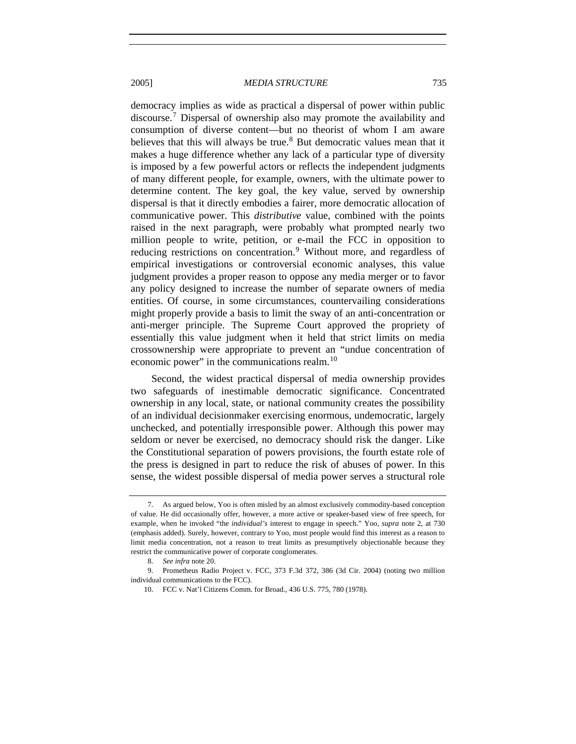democracy implies as wide as practical a dispersal of power within public discourse.[7] Dispersal of ownership also may promote the availability and consumption of diverse content—but no theorist of whom I am aware believes that this will always be true.[8] But democratic values mean that it makes a huge difference whether any lack of a particular type of diversity is imposed by a few powerful actors or reflects the independent judgments of many different people, for example, owners, with the ultimate power to determine content. The key goal, the key value, served by ownership dispersal is that it directly embodies a fairer, more democratic allocation of communicative power. This *distributive* value, combined with the points raised in the next paragraph, were probably what prompted nearly two million people to write, petition, or e-mail the FCC in opposition to reducing restrictions on concentration.[9] Without more, and regardless of empirical investigations or controversial economic analyses, this value judgment provides a proper reason to oppose any media merger or to favor any policy designed to increase the number of separate owners of media entities. Of course, in some circumstances, countervailing considerations might properly provide a basis to limit the sway of an anti-concentration or anti-merger principle. The Supreme Court approved the propriety of essentially this value judgment when it held that strict limits on media crossownership were appropriate to prevent an "undue concentration of economic power" in the communications realm.[10]

Second, the widest practical dispersal of media ownership provides two safeguards of inestimable democratic significance. Concentrated ownership in any local, state, or national community creates the possibility of an individual decisionmaker exercising enormous, undemocratic, largely unchecked, and potentially irresponsible power. Although this power may seldom or never be exercised, no democracy should risk the danger. Like the Constitutional separation of powers provisions, the fourth estate role of the press is designed in part to reduce the risk of abuses of power. In this sense, the widest possible dispersal of media power serves a structural role

---

7. As argued below, Yoo is often misled by an almost exclusively commodity-based conception of value. He did occasionally offer, however, a more active or speaker-based view of free speech, for example, when he invoked "the *individual's* interest to engage in speech." Yoo, *supra* note 2, at 730 (emphasis added). Surely, however, contrary to Yoo, most people would find this interest as a reason to limit media concentration, not a reason to treat limits as presumptively objectionable because they restrict the communicative power of corporate conglomerates.

8. *See infra* note 20.

9. Prometheus Radio Project v. FCC, 373 F.3d 372, 386 (3d Cir. 2004) (noting two million individual communications to the FCC).

10. FCC v. Nat'l Citizens Comm. for Broad., 436 U.S. 775, 780 (1978).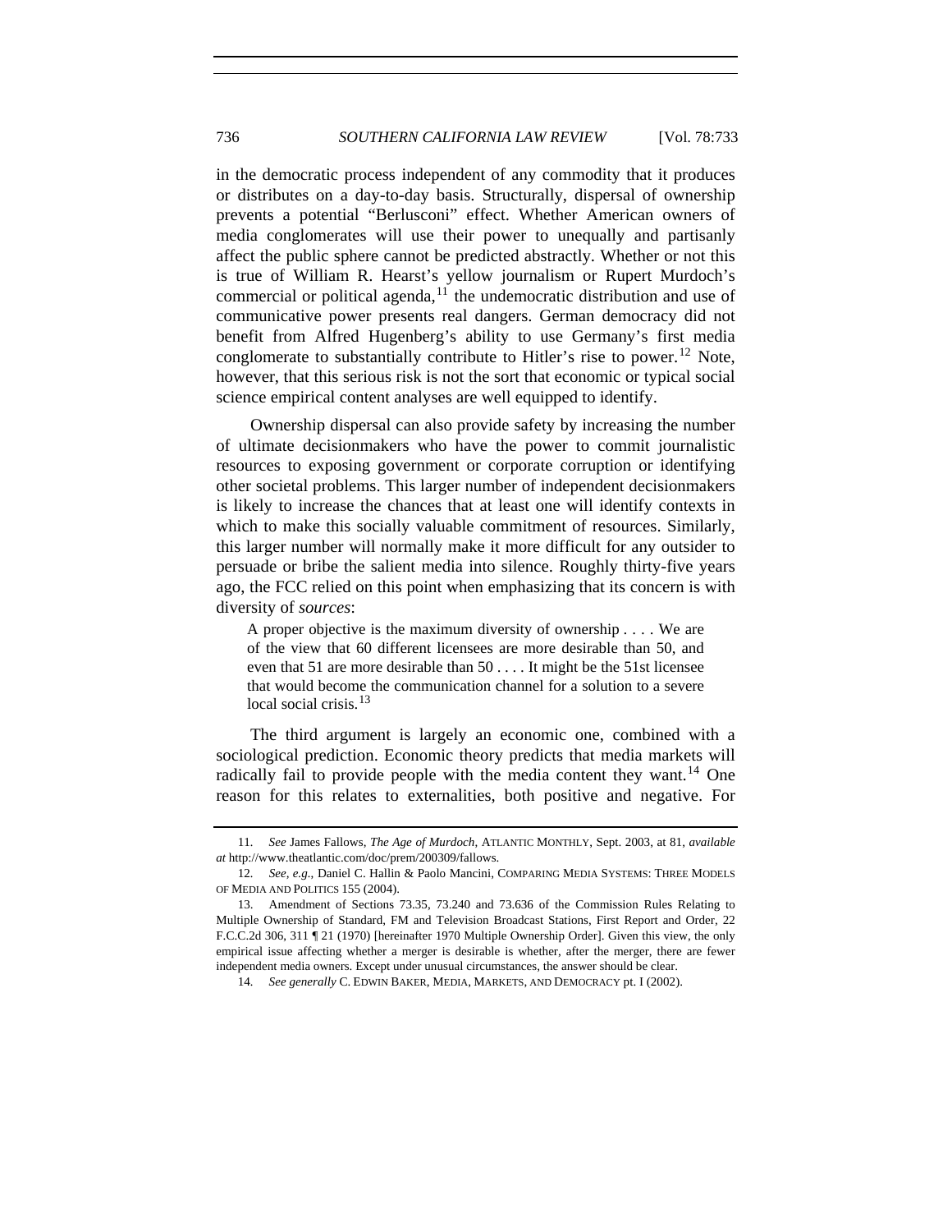in the democratic process independent of any commodity that it produces or distributes on a day-to-day basis. Structurally, dispersal of ownership prevents a potential "Berlusconi" effect. Whether American owners of media conglomerates will use their power to unequally and partisanly affect the public sphere cannot be predicted abstractly. Whether or not this is true of William R. Hearst's yellow journalism or Rupert Murdoch's commercial or political agenda,[11] the undemocratic distribution and use of communicative power presents real dangers. German democracy did not benefit from Alfred Hugenberg's ability to use Germany's first media conglomerate to substantially contribute to Hitler's rise to power.[12] Note, however, that this serious risk is not the sort that economic or typical social science empirical content analyses are well equipped to identify.

Ownership dispersal can also provide safety by increasing the number of ultimate decisionmakers who have the power to commit journalistic resources to exposing government or corporate corruption or identifying other societal problems. This larger number of independent decisionmakers is likely to increase the chances that at least one will identify contexts in which to make this socially valuable commitment of resources. Similarly, this larger number will normally make it more difficult for any outsider to persuade or bribe the salient media into silence. Roughly thirty-five years ago, the FCC relied on this point when emphasizing that its concern is with diversity of *sources*:

> A proper objective is the maximum diversity of ownership . . . . We are of the view that 60 different licensees are more desirable than 50, and even that 51 are more desirable than 50 . . . . It might be the 51st licensee that would become the communication channel for a solution to a severe local social crisis.[13]

The third argument is largely an economic one, combined with a sociological prediction. Economic theory predicts that media markets will radically fail to provide people with the media content they want.[14] One reason for this relates to externalities, both positive and negative. For

---

11. *See* James Fallows, *The Age of Murdoch*, ATLANTIC MONTHLY, Sept. 2003, at 81, *available at* http://www.theatlantic.com/doc/prem/200309/fallows.

12. *See, e.g.*, Daniel C. Hallin & Paolo Mancini, COMPARING MEDIA SYSTEMS: THREE MODELS OF MEDIA AND POLITICS 155 (2004).

13. Amendment of Sections 73.35, 73.240 and 73.636 of the Commission Rules Relating to Multiple Ownership of Standard, FM and Television Broadcast Stations, First Report and Order, 22 F.C.C.2d 306, 311 ¶ 21 (1970) [hereinafter 1970 Multiple Ownership Order]. Given this view, the only empirical issue affecting whether a merger is desirable is whether, after the merger, there are fewer independent media owners. Except under unusual circumstances, the answer should be clear.

14. *See generally* C. EDWIN BAKER, MEDIA, MARKETS, AND DEMOCRACY pt. I (2002).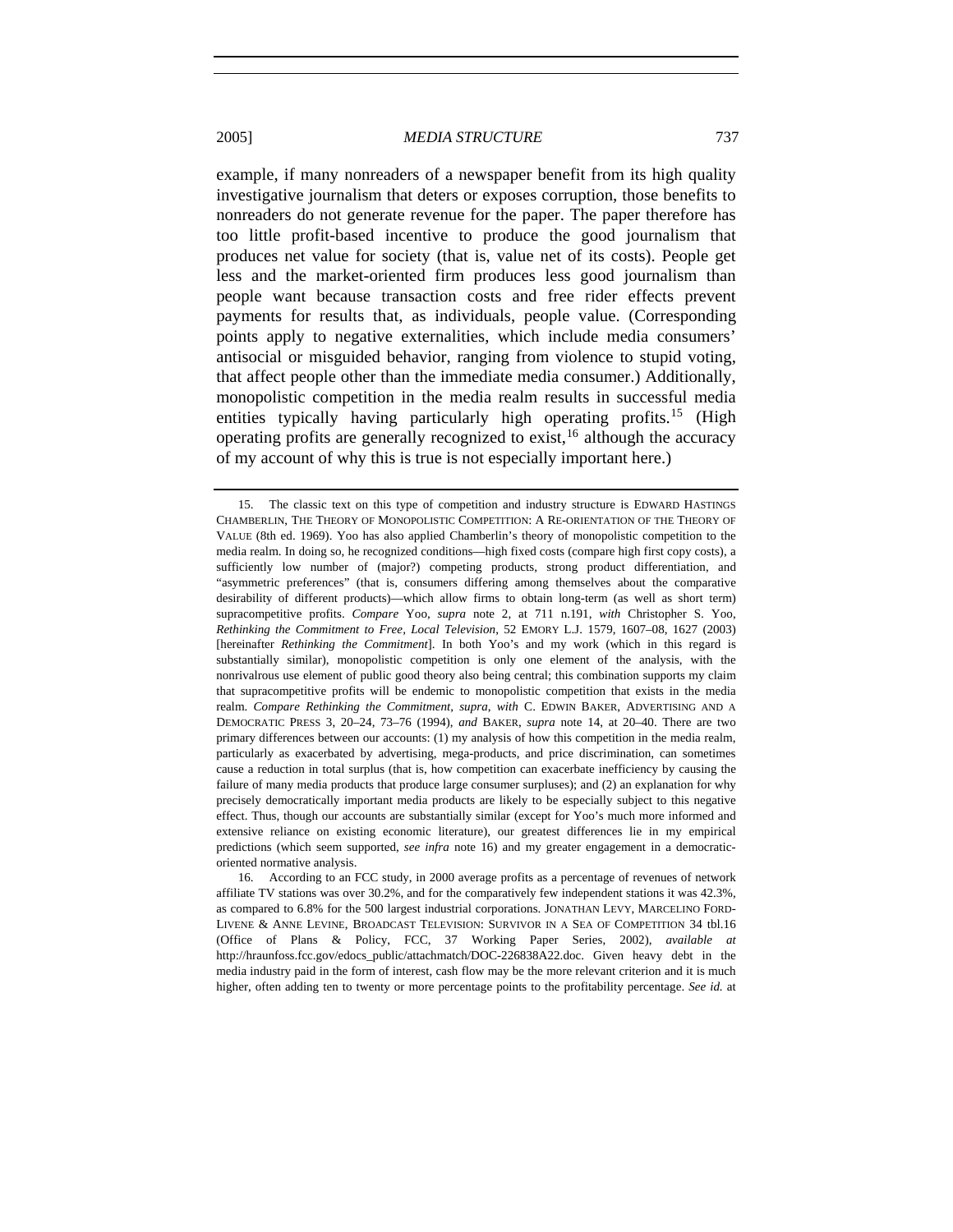example, if many nonreaders of a newspaper benefit from its high quality investigative journalism that deters or exposes corruption, those benefits to nonreaders do not generate revenue for the paper. The paper therefore has too little profit-based incentive to produce the good journalism that produces net value for society (that is, value net of its costs). People get less and the market-oriented firm produces less good journalism than people want because transaction costs and free rider effects prevent payments for results that, as individuals, people value. (Corresponding points apply to negative externalities, which include media consumers' antisocial or misguided behavior, ranging from violence to stupid voting, that affect people other than the immediate media consumer.) Additionally, monopolistic competition in the media realm results in successful media entities typically having particularly high operating profits.[15] (High operating profits are generally recognized to exist,[16] although the accuracy of my account of why this is true is not especially important here.)

---

15. The classic text on this type of competition and industry structure is EDWARD HASTINGS CHAMBERLIN, THE THEORY OF MONOPOLISTIC COMPETITION: A RE-ORIENTATION OF THE THEORY OF VALUE (8th ed. 1969). Yoo has also applied Chamberlin's theory of monopolistic competition to the media realm. In doing so, he recognized conditions—high fixed costs (compare high first copy costs), a sufficiently low number of (major?) competing products, strong product differentiation, and "asymmetric preferences" (that is, consumers differing among themselves about the comparative desirability of different products)—which allow firms to obtain long-term (as well as short term) supracompetitive profits. *Compare* Yoo, *supra* note 2, at 711 n.191, *with* Christopher S. Yoo, *Rethinking the Commitment to Free, Local Television*, 52 EMORY L.J. 1579, 1607–08, 1627 (2003) [hereinafter *Rethinking the Commitment*]. In both Yoo's and my work (which in this regard is substantially similar), monopolistic competition is only one element of the analysis, with the nonrivalrous use element of public good theory also being central; this combination supports my claim that supracompetitive profits will be endemic to monopolistic competition that exists in the media realm. *Compare Rethinking the Commitment*, *supra*, *with* C. EDWIN BAKER, ADVERTISING AND A DEMOCRATIC PRESS 3, 20–24, 73–76 (1994), *and* BAKER, *supra* note 14, at 20–40. There are two primary differences between our accounts: (1) my analysis of how this competition in the media realm, particularly as exacerbated by advertising, mega-products, and price discrimination, can sometimes cause a reduction in total surplus (that is, how competition can exacerbate inefficiency by causing the failure of many media products that produce large consumer surpluses); and (2) an explanation for why precisely democratically important media products are likely to be especially subject to this negative effect. Thus, though our accounts are substantially similar (except for Yoo's much more informed and extensive reliance on existing economic literature), our greatest differences lie in my empirical predictions (which seem supported, *see infra* note 16) and my greater engagement in a democratic-oriented normative analysis.

16. According to an FCC study, in 2000 average profits as a percentage of revenues of network affiliate TV stations was over 30.2%, and for the comparatively few independent stations it was 42.3%, as compared to 6.8% for the 500 largest industrial corporations. JONATHAN LEVY, MARCELINO FORD-LIVENE & ANNE LEVINE, BROADCAST TELEVISION: SURVIVOR IN A SEA OF COMPETITION 34 tbl.16 (Office of Plans & Policy, FCC, 37 Working Paper Series, 2002), *available at* http://hraunfoss.fcc.gov/edocs_public/attachmatch/DOC-226838A22.doc. Given heavy debt in the media industry paid in the form of interest, cash flow may be the more relevant criterion and it is much higher, often adding ten to twenty or more percentage points to the profitability percentage. *See id.* at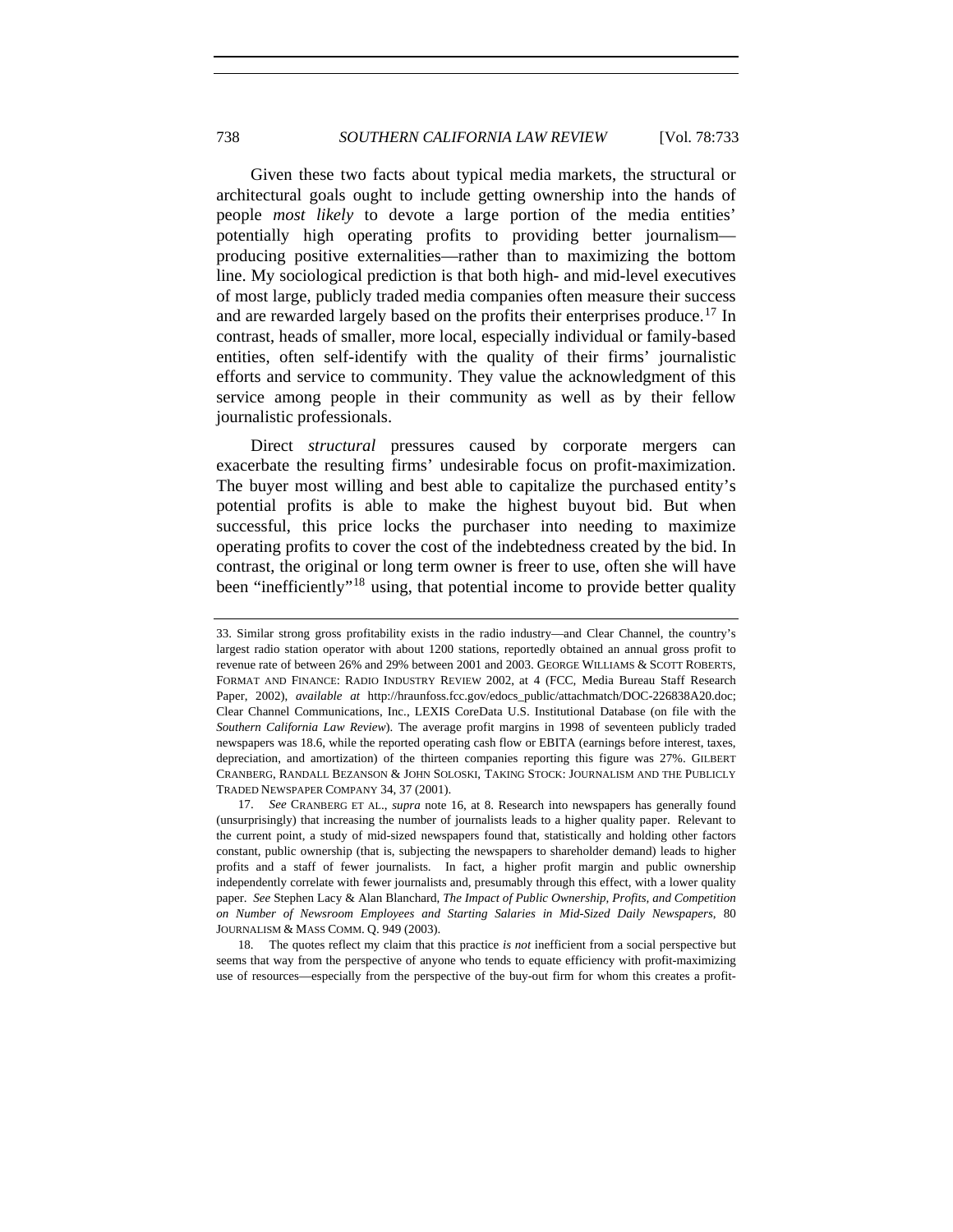Given these two facts about typical media markets, the structural or architectural goals ought to include getting ownership into the hands of people *most likely* to devote a large portion of the media entities' potentially high operating profits to providing better journalism—producing positive externalities—rather than to maximizing the bottom line. My sociological prediction is that both high- and mid-level executives of most large, publicly traded media companies often measure their success and are rewarded largely based on the profits their enterprises produce.[17] In contrast, heads of smaller, more local, especially individual or family-based entities, often self-identify with the quality of their firms' journalistic efforts and service to community. They value the acknowledgment of this service among people in their community as well as by their fellow journalistic professionals.

Direct *structural* pressures caused by corporate mergers can exacerbate the resulting firms' undesirable focus on profit-maximization. The buyer most willing and best able to capitalize the purchased entity's potential profits is able to make the highest buyout bid. But when successful, this price locks the purchaser into needing to maximize operating profits to cover the cost of the indebtedness created by the bid. In contrast, the original or long term owner is freer to use, often she will have been "inefficiently"[18] using, that potential income to provide better quality

---

33. Similar strong gross profitability exists in the radio industry—and Clear Channel, the country's largest radio station operator with about 1200 stations, reportedly obtained an annual gross profit to revenue rate of between 26% and 29% between 2001 and 2003. GEORGE WILLIAMS & SCOTT ROBERTS, FORMAT AND FINANCE: RADIO INDUSTRY REVIEW 2002, at 4 (FCC, Media Bureau Staff Research Paper, 2002), *available at* http://hraunfoss.fcc.gov/edocs_public/attachmatch/DOC-226838A20.doc; Clear Channel Communications, Inc., LEXIS CoreData U.S. Institutional Database (on file with the *Southern California Law Review*). The average profit margins in 1998 of seventeen publicly traded newspapers was 18.6, while the reported operating cash flow or EBITA (earnings before interest, taxes, depreciation, and amortization) of the thirteen companies reporting this figure was 27%. GILBERT CRANBERG, RANDALL BEZANSON & JOHN SOLOSKI, TAKING STOCK: JOURNALISM AND THE PUBLICLY TRADED NEWSPAPER COMPANY 34, 37 (2001).

17. *See* CRANBERG ET AL., *supra* note 16, at 8. Research into newspapers has generally found (unsurprisingly) that increasing the number of journalists leads to a higher quality paper. Relevant to the current point, a study of mid-sized newspapers found that, statistically and holding other factors constant, public ownership (that is, subjecting the newspapers to shareholder demand) leads to higher profits and a staff of fewer journalists. In fact, a higher profit margin and public ownership independently correlate with fewer journalists and, presumably through this effect, with a lower quality paper. *See* Stephen Lacy & Alan Blanchard, *The Impact of Public Ownership, Profits, and Competition on Number of Newsroom Employees and Starting Salaries in Mid-Sized Daily Newspapers*, 80 JOURNALISM & MASS COMM. Q. 949 (2003).

18. The quotes reflect my claim that this practice *is not* inefficient from a social perspective but seems that way from the perspective of anyone who tends to equate efficiency with profit-maximizing use of resources—especially from the perspective of the buy-out firm for whom this creates a profit-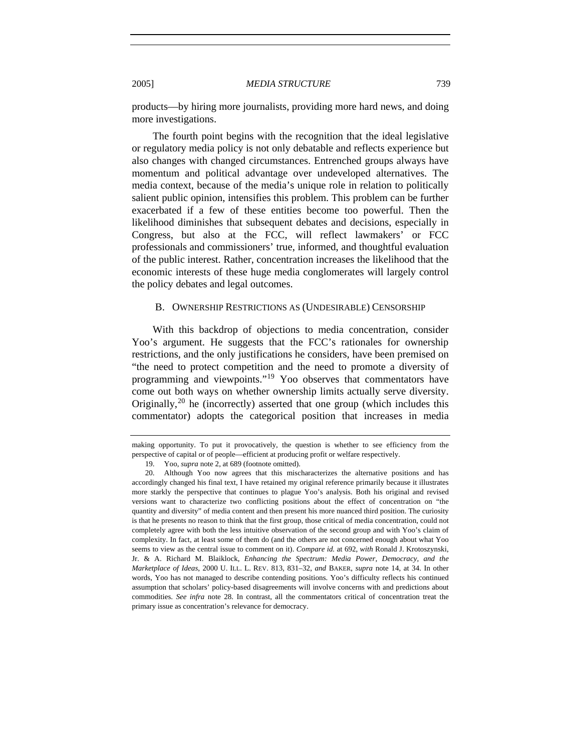products—by hiring more journalists, providing more hard news, and doing more investigations.

The fourth point begins with the recognition that the ideal legislative or regulatory media policy is not only debatable and reflects experience but also changes with changed circumstances. Entrenched groups always have momentum and political advantage over undeveloped alternatives. The media context, because of the media's unique role in relation to politically salient public opinion, intensifies this problem. This problem can be further exacerbated if a few of these entities become too powerful. Then the likelihood diminishes that subsequent debates and decisions, especially in Congress, but also at the FCC, will reflect lawmakers' or FCC professionals and commissioners' true, informed, and thoughtful evaluation of the public interest. Rather, concentration increases the likelihood that the economic interests of these huge media conglomerates will largely control the policy debates and legal outcomes.

### B. Ownership Restrictions as (Undesirable) Censorship

With this backdrop of objections to media concentration, consider Yoo's argument. He suggests that the FCC's rationales for ownership restrictions, and the only justifications he considers, have been premised on "the need to protect competition and the need to promote a diversity of programming and viewpoints."[19] Yoo observes that commentators have come out both ways on whether ownership limits actually serve diversity. Originally,[20] he (incorrectly) asserted that one group (which includes this commentator) adopts the categorical position that increases in media

---

making opportunity. To put it provocatively, the question is whether to see efficiency from the perspective of capital or of people—efficient at producing profit or welfare respectively.

19. Yoo, *supra* note 2, at 689 (footnote omitted).

20. Although Yoo now agrees that this mischaracterizes the alternative positions and has accordingly changed his final text, I have retained my original reference primarily because it illustrates more starkly the perspective that continues to plague Yoo's analysis. Both his original and revised versions want to characterize two conflicting positions about the effect of concentration on "the quantity and diversity" of media content and then present his more nuanced third position. The curiosity is that he presents no reason to think that the first group, those critical of media concentration, could not completely agree with both the less intuitive observation of the second group and with Yoo's claim of complexity. In fact, at least some of them do (and the others are not concerned enough about what Yoo seems to view as the central issue to comment on it). *Compare id.* at 692, *with* Ronald J. Krotoszynski, Jr. & A. Richard M. Blaiklock, *Enhancing the Spectrum: Media Power, Democracy, and the Marketplace of Ideas*, 2000 U. ILL. L. REV. 813, 831–32, *and* BAKER, *supra* note 14, at 34. In other words, Yoo has not managed to describe contending positions. Yoo's difficulty reflects his continued assumption that scholars' policy-based disagreements will involve concerns with and predictions about commodities. *See infra* note 28. In contrast, all the commentators critical of concentration treat the primary issue as concentration's relevance for democracy.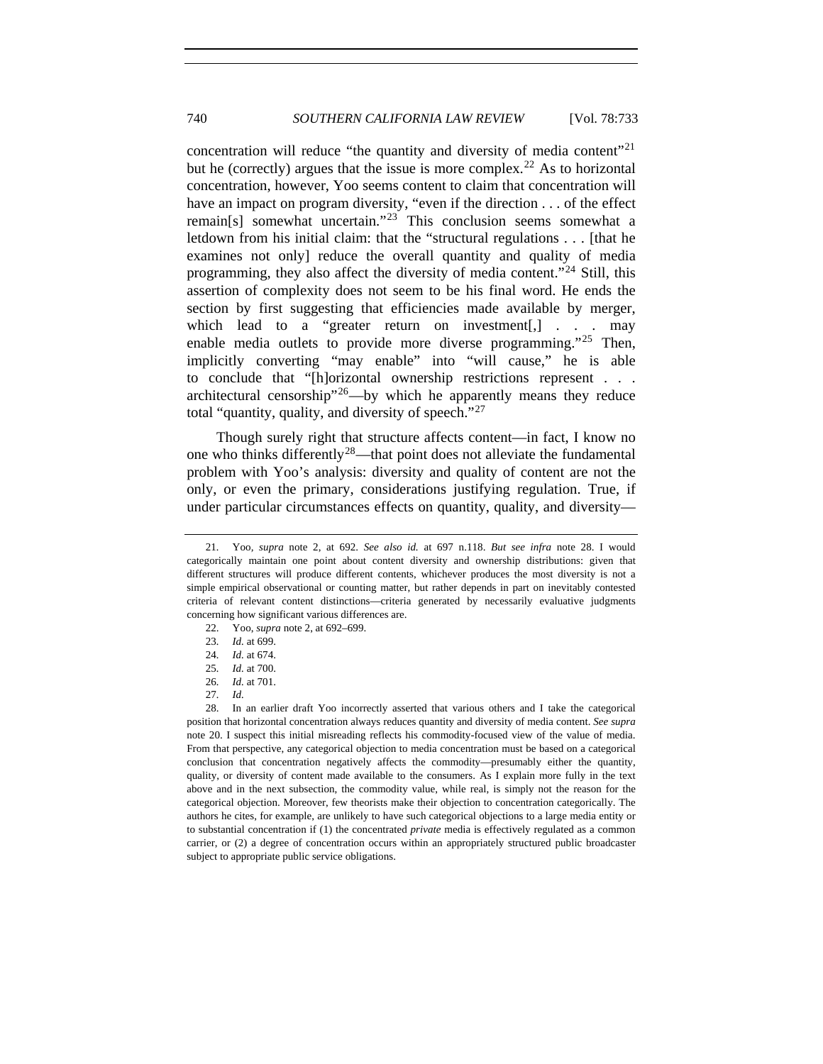concentration will reduce "the quantity and diversity of media content"[21] but he (correctly) argues that the issue is more complex.[22] As to horizontal concentration, however, Yoo seems content to claim that concentration will have an impact on program diversity, "even if the direction . . . of the effect remain[s] somewhat uncertain."[23] This conclusion seems somewhat a letdown from his initial claim: that the "structural regulations . . . [that he examines not only] reduce the overall quantity and quality of media programming, they also affect the diversity of media content."[24] Still, this assertion of complexity does not seem to be his final word. He ends the section by first suggesting that efficiencies made available by merger, which lead to a "greater return on investment[,] . . . may enable media outlets to provide more diverse programming."[25] Then, implicitly converting "may enable" into "will cause," he is able to conclude that "[h]orizontal ownership restrictions represent . . . architectural censorship"[26]—by which he apparently means they reduce total "quantity, quality, and diversity of speech."[27]

Though surely right that structure affects content—in fact, I know no one who thinks differently[28]—that point does not alleviate the fundamental problem with Yoo's analysis: diversity and quality of content are not the only, or even the primary, considerations justifying regulation. True, if under particular circumstances effects on quantity, quality, and diversity—

---

21. Yoo, *supra* note 2, at 692. *See also id.* at 697 n.118. *But see infra* note 28. I would categorically maintain one point about content diversity and ownership distributions: given that different structures will produce different contents, whichever produces the most diversity is not a simple empirical observational or counting matter, but rather depends in part on inevitably contested criteria of relevant content distinctions—criteria generated by necessarily evaluative judgments concerning how significant various differences are.

22. Yoo, *supra* note 2, at 692–699.

23. *Id.* at 699.

24. *Id.* at 674.

25. *Id.* at 700.

26. *Id.* at 701.

27. *Id.*

28. In an earlier draft Yoo incorrectly asserted that various others and I take the categorical position that horizontal concentration always reduces quantity and diversity of media content. *See supra* note 20. I suspect this initial misreading reflects his commodity-focused view of the value of media. From that perspective, any categorical objection to media concentration must be based on a categorical conclusion that concentration negatively affects the commodity—presumably either the quantity, quality, or diversity of content made available to the consumers. As I explain more fully in the text above and in the next subsection, the commodity value, while real, is simply not the reason for the categorical objection. Moreover, few theorists make their objection to concentration categorically. The authors he cites, for example, are unlikely to have such categorical objections to a large media entity or to substantial concentration if (1) the concentrated *private* media is effectively regulated as a common carrier, or (2) a degree of concentration occurs within an appropriately structured public broadcaster subject to appropriate public service obligations.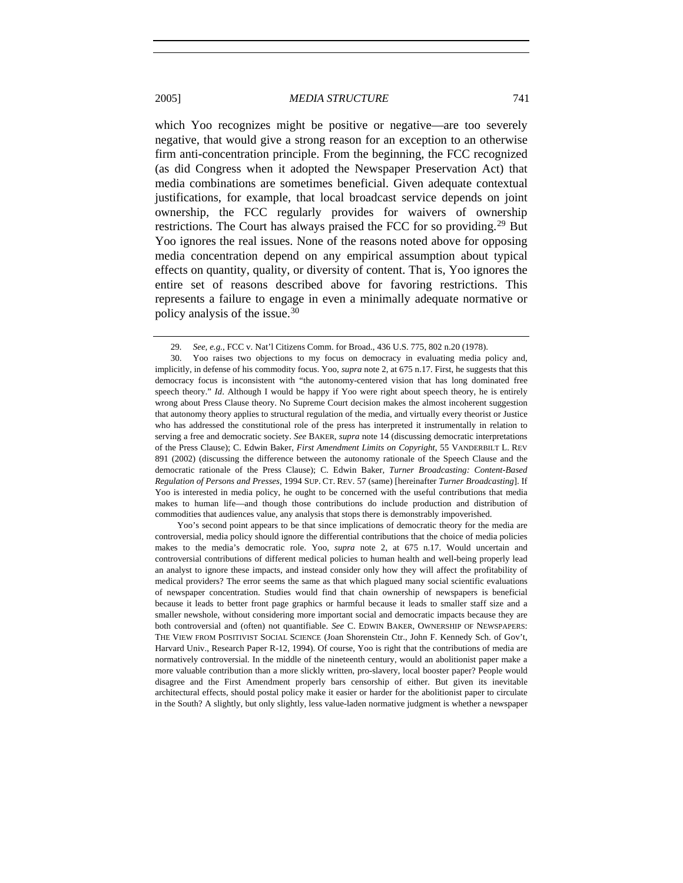which Yoo recognizes might be positive or negative—are too severely negative, that would give a strong reason for an exception to an otherwise firm anti-concentration principle. From the beginning, the FCC recognized (as did Congress when it adopted the Newspaper Preservation Act) that media combinations are sometimes beneficial. Given adequate contextual justifications, for example, that local broadcast service depends on joint ownership, the FCC regularly provides for waivers of ownership restrictions. The Court has always praised the FCC for so providing.[29] But Yoo ignores the real issues. None of the reasons noted above for opposing media concentration depend on any empirical assumption about typical effects on quantity, quality, or diversity of content. That is, Yoo ignores the entire set of reasons described above for favoring restrictions. This represents a failure to engage in even a minimally adequate normative or policy analysis of the issue.[30]

---

29. *See, e.g.*, FCC v. Nat'l Citizens Comm. for Broad., 436 U.S. 775, 802 n.20 (1978).

30. Yoo raises two objections to my focus on democracy in evaluating media policy and, implicitly, in defense of his commodity focus. Yoo, *supra* note 2, at 675 n.17. First, he suggests that this democracy focus is inconsistent with "the autonomy-centered vision that has long dominated free speech theory." *Id*. Although I would be happy if Yoo were right about speech theory, he is entirely wrong about Press Clause theory. No Supreme Court decision makes the almost incoherent suggestion that autonomy theory applies to structural regulation of the media, and virtually every theorist or Justice who has addressed the constitutional role of the press has interpreted it instrumentally in relation to serving a free and democratic society. *See* BAKER, *supra* note 14 (discussing democratic interpretations of the Press Clause); C. Edwin Baker, *First Amendment Limits on Copyright*, 55 VANDERBILT L. REV 891 (2002) (discussing the difference between the autonomy rationale of the Speech Clause and the democratic rationale of the Press Clause); C. Edwin Baker, *Turner Broadcasting: Content-Based Regulation of Persons and Presses*, 1994 SUP. CT. REV. 57 (same) [hereinafter *Turner Broadcasting*]. If Yoo is interested in media policy, he ought to be concerned with the useful contributions that media makes to human life—and though those contributions do include production and distribution of commodities that audiences value, any analysis that stops there is demonstrably impoverished.

Yoo's second point appears to be that since implications of democratic theory for the media are controversial, media policy should ignore the differential contributions that the choice of media policies makes to the media's democratic role. Yoo, *supra* note 2, at 675 n.17. Would uncertain and controversial contributions of different medical policies to human health and well-being properly lead an analyst to ignore these impacts, and instead consider only how they will affect the profitability of medical providers? The error seems the same as that which plagued many social scientific evaluations of newspaper concentration. Studies would find that chain ownership of newspapers is beneficial because it leads to better front page graphics or harmful because it leads to smaller staff size and a smaller newshole, without considering more important social and democratic impacts because they are both controversial and (often) not quantifiable. *See* C. EDWIN BAKER, OWNERSHIP OF NEWSPAPERS: THE VIEW FROM POSITIVIST SOCIAL SCIENCE (Joan Shorenstein Ctr., John F. Kennedy Sch. of Gov't, Harvard Univ., Research Paper R-12, 1994). Of course, Yoo is right that the contributions of media are normatively controversial. In the middle of the nineteenth century, would an abolitionist paper make a more valuable contribution than a more slickly written, pro-slavery, local booster paper? People would disagree and the First Amendment properly bars censorship of either. But given its inevitable architectural effects, should postal policy make it easier or harder for the abolitionist paper to circulate in the South? A slightly, but only slightly, less value-laden normative judgment is whether a newspaper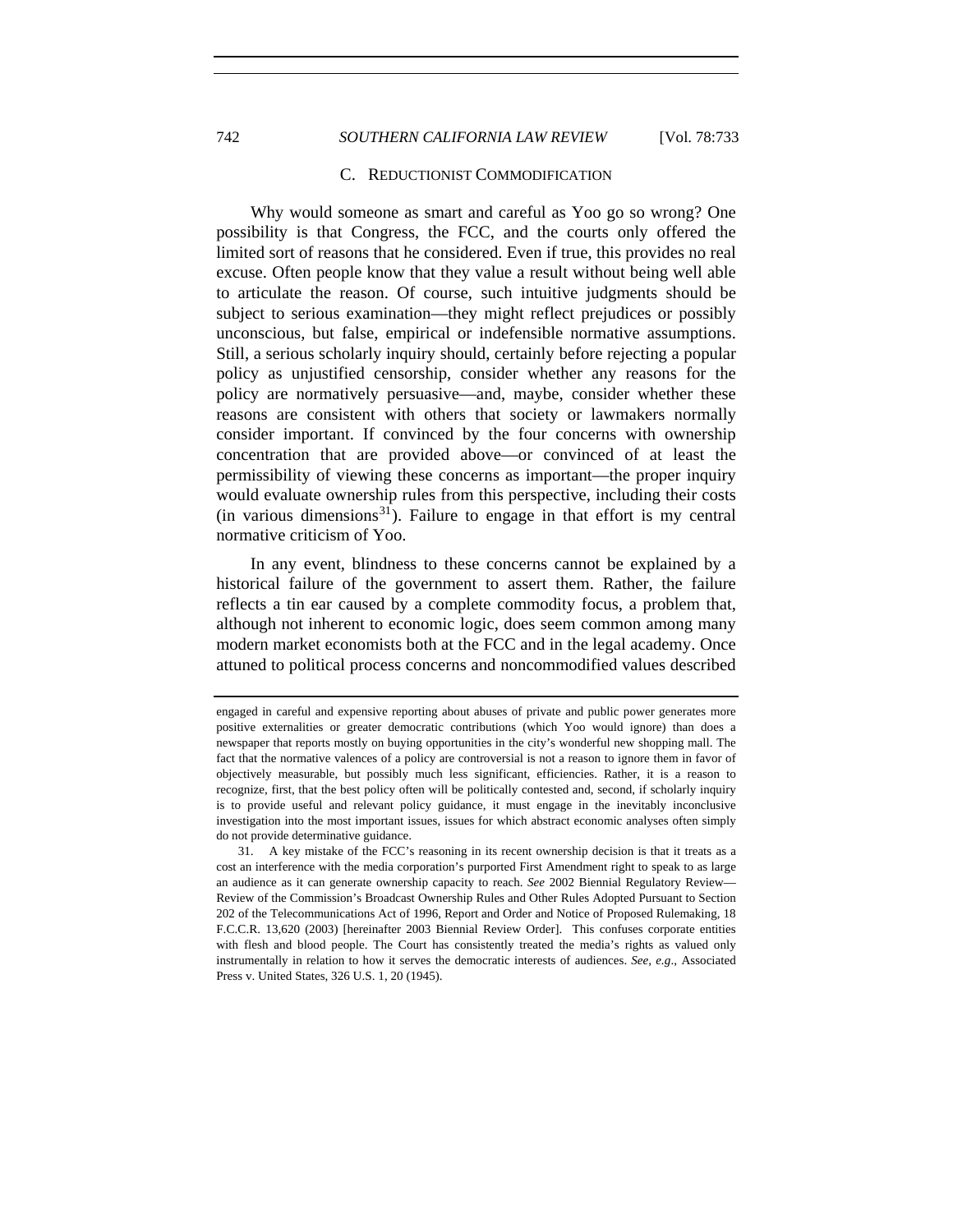### C. REDUCTIONIST COMMODIFICATION

Why would someone as smart and careful as Yoo go so wrong? One possibility is that Congress, the FCC, and the courts only offered the limited sort of reasons that he considered. Even if true, this provides no real excuse. Often people know that they value a result without being well able to articulate the reason. Of course, such intuitive judgments should be subject to serious examination—they might reflect prejudices or possibly unconscious, but false, empirical or indefensible normative assumptions. Still, a serious scholarly inquiry should, certainly before rejecting a popular policy as unjustified censorship, consider whether any reasons for the policy are normatively persuasive—and, maybe, consider whether these reasons are consistent with others that society or lawmakers normally consider important. If convinced by the four concerns with ownership concentration that are provided above—or convinced of at least the permissibility of viewing these concerns as important—the proper inquiry would evaluate ownership rules from this perspective, including their costs (in various dimensions[31]). Failure to engage in that effort is my central normative criticism of Yoo.

In any event, blindness to these concerns cannot be explained by a historical failure of the government to assert them. Rather, the failure reflects a tin ear caused by a complete commodity focus, a problem that, although not inherent to economic logic, does seem common among many modern market economists both at the FCC and in the legal academy. Once attuned to political process concerns and noncommodified values described

---

engaged in careful and expensive reporting about abuses of private and public power generates more positive externalities or greater democratic contributions (which Yoo would ignore) than does a newspaper that reports mostly on buying opportunities in the city's wonderful new shopping mall. The fact that the normative valences of a policy are controversial is not a reason to ignore them in favor of objectively measurable, but possibly much less significant, efficiencies. Rather, it is a reason to recognize, first, that the best policy often will be politically contested and, second, if scholarly inquiry is to provide useful and relevant policy guidance, it must engage in the inevitably inconclusive investigation into the most important issues, issues for which abstract economic analyses often simply do not provide determinative guidance.

31. A key mistake of the FCC's reasoning in its recent ownership decision is that it treats as a cost an interference with the media corporation's purported First Amendment right to speak to as large an audience as it can generate ownership capacity to reach. *See* 2002 Biennial Regulatory Review—Review of the Commission's Broadcast Ownership Rules and Other Rules Adopted Pursuant to Section 202 of the Telecommunications Act of 1996, Report and Order and Notice of Proposed Rulemaking, 18 F.C.C.R. 13,620 (2003) [hereinafter 2003 Biennial Review Order]. This confuses corporate entities with flesh and blood people. The Court has consistently treated the media's rights as valued only instrumentally in relation to how it serves the democratic interests of audiences. *See, e.g*., Associated Press v. United States, 326 U.S. 1, 20 (1945).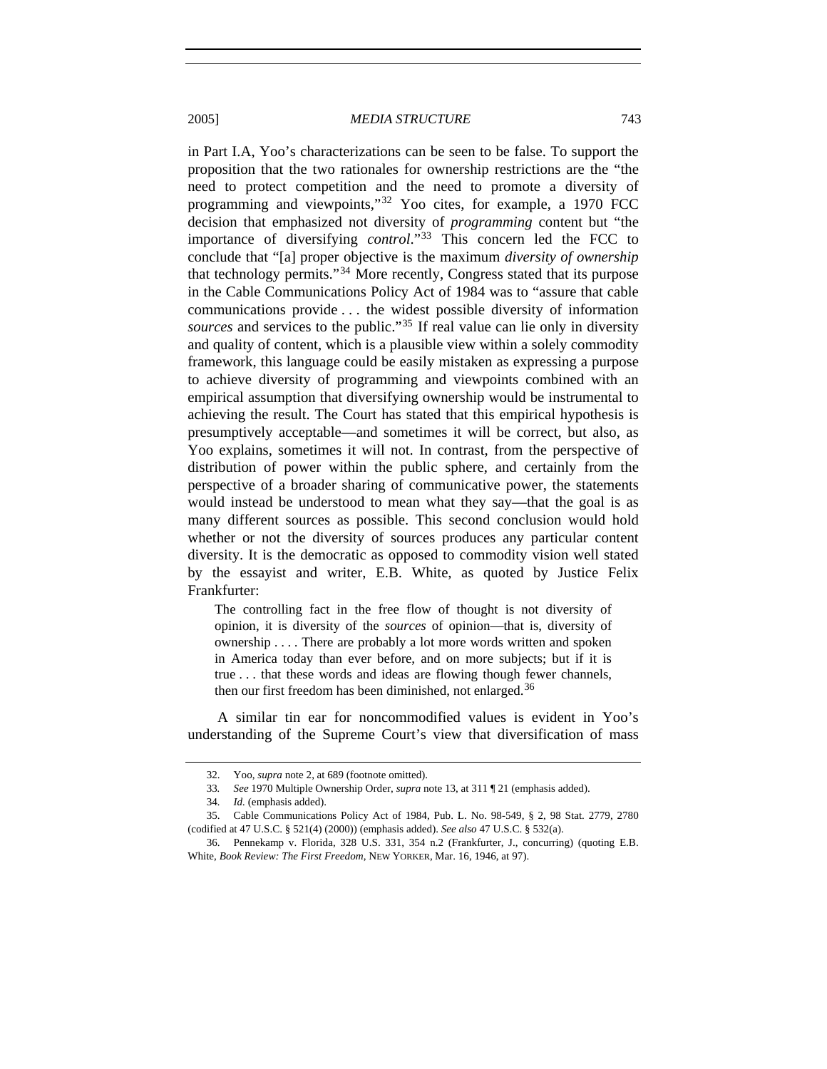in Part I.A, Yoo's characterizations can be seen to be false. To support the proposition that the two rationales for ownership restrictions are the "the need to protect competition and the need to promote a diversity of programming and viewpoints,"[32] Yoo cites, for example, a 1970 FCC decision that emphasized not diversity of *programming* content but "the importance of diversifying *control*."[33] This concern led the FCC to conclude that "[a] proper objective is the maximum *diversity of ownership* that technology permits."[34] More recently, Congress stated that its purpose in the Cable Communications Policy Act of 1984 was to "assure that cable communications provide . . . the widest possible diversity of information *sources* and services to the public."[35] If real value can lie only in diversity and quality of content, which is a plausible view within a solely commodity framework, this language could be easily mistaken as expressing a purpose to achieve diversity of programming and viewpoints combined with an empirical assumption that diversifying ownership would be instrumental to achieving the result. The Court has stated that this empirical hypothesis is presumptively acceptable—and sometimes it will be correct, but also, as Yoo explains, sometimes it will not. In contrast, from the perspective of distribution of power within the public sphere, and certainly from the perspective of a broader sharing of communicative power, the statements would instead be understood to mean what they say—that the goal is as many different sources as possible. This second conclusion would hold whether or not the diversity of sources produces any particular content diversity. It is the democratic as opposed to commodity vision well stated by the essayist and writer, E.B. White, as quoted by Justice Felix Frankfurter:

> The controlling fact in the free flow of thought is not diversity of opinion, it is diversity of the *sources* of opinion—that is, diversity of ownership . . . . There are probably a lot more words written and spoken in America today than ever before, and on more subjects; but if it is true . . . that these words and ideas are flowing though fewer channels, then our first freedom has been diminished, not enlarged.[36]

A similar tin ear for noncommodified values is evident in Yoo's understanding of the Supreme Court's view that diversification of mass

---

32. Yoo, *supra* note 2, at 689 (footnote omitted).

33. *See* 1970 Multiple Ownership Order, *supra* note 13, at 311 ¶ 21 (emphasis added).

34. *Id.* (emphasis added).

35. Cable Communications Policy Act of 1984, Pub. L. No. 98-549, § 2, 98 Stat. 2779, 2780 (codified at 47 U.S.C. § 521(4) (2000)) (emphasis added). *See also* 47 U.S.C. § 532(a).

36. Pennekamp v. Florida, 328 U.S. 331, 354 n.2 (Frankfurter, J., concurring) (quoting E.B. White, *Book Review: The First Freedom*, NEW YORKER, Mar. 16, 1946, at 97).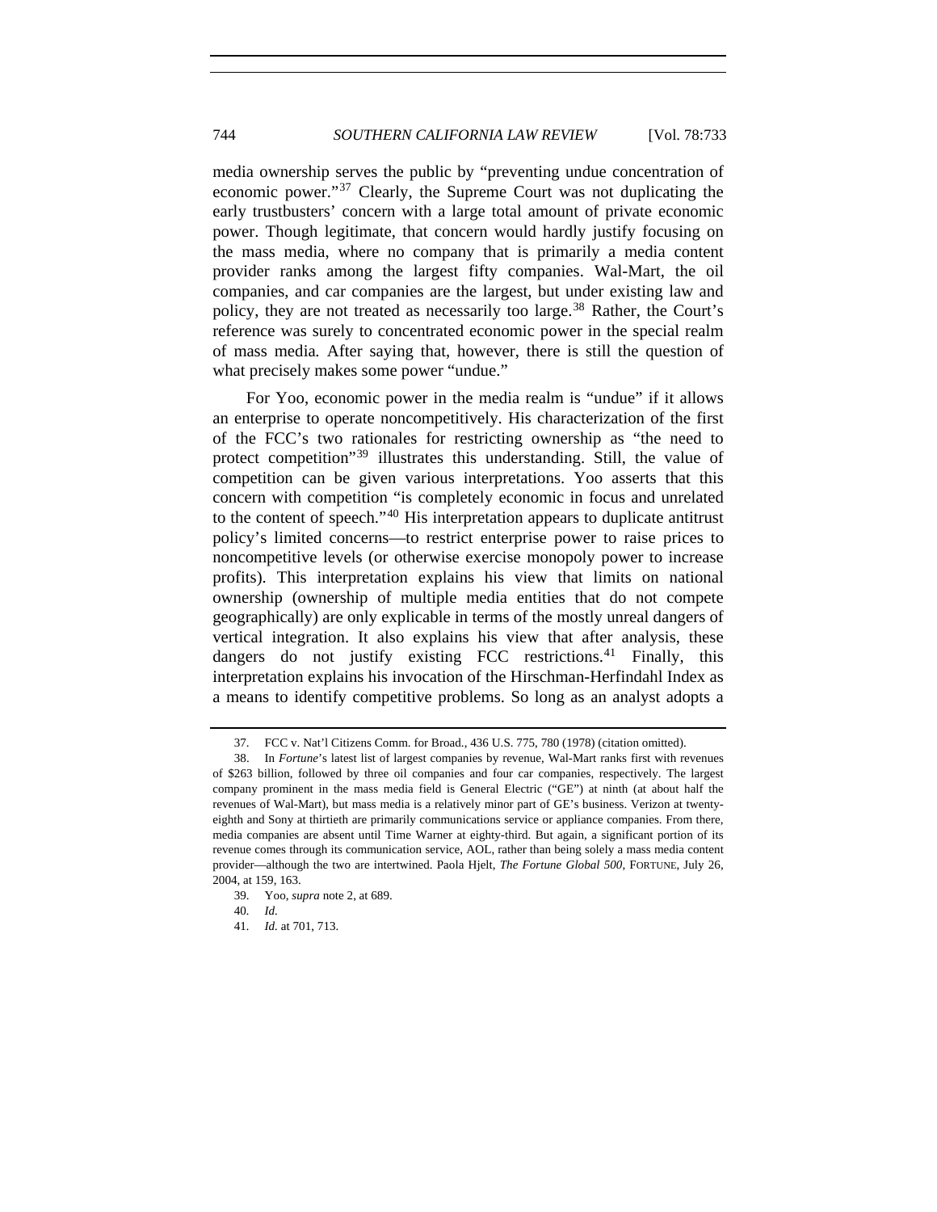media ownership serves the public by "preventing undue concentration of economic power."[37] Clearly, the Supreme Court was not duplicating the early trustbusters' concern with a large total amount of private economic power. Though legitimate, that concern would hardly justify focusing on the mass media, where no company that is primarily a media content provider ranks among the largest fifty companies. Wal-Mart, the oil companies, and car companies are the largest, but under existing law and policy, they are not treated as necessarily too large.[38] Rather, the Court's reference was surely to concentrated economic power in the special realm of mass media. After saying that, however, there is still the question of what precisely makes some power "undue."

For Yoo, economic power in the media realm is "undue" if it allows an enterprise to operate noncompetitively. His characterization of the first of the FCC's two rationales for restricting ownership as "the need to protect competition"[39] illustrates this understanding. Still, the value of competition can be given various interpretations. Yoo asserts that this concern with competition "is completely economic in focus and unrelated to the content of speech."[40] His interpretation appears to duplicate antitrust policy's limited concerns—to restrict enterprise power to raise prices to noncompetitive levels (or otherwise exercise monopoly power to increase profits). This interpretation explains his view that limits on national ownership (ownership of multiple media entities that do not compete geographically) are only explicable in terms of the mostly unreal dangers of vertical integration. It also explains his view that after analysis, these dangers do not justify existing FCC restrictions.[41] Finally, this interpretation explains his invocation of the Hirschman-Herfindahl Index as a means to identify competitive problems. So long as an analyst adopts a

---

37. FCC v. Nat'l Citizens Comm. for Broad., 436 U.S. 775, 780 (1978) (citation omitted).

38. In *Fortune*'s latest list of largest companies by revenue, Wal-Mart ranks first with revenues of $263 billion, followed by three oil companies and four car companies, respectively. The largest company prominent in the mass media field is General Electric ("GE") at ninth (at about half the revenues of Wal-Mart), but mass media is a relatively minor part of GE's business. Verizon at twenty-eighth and Sony at thirtieth are primarily communications service or appliance companies. From there, media companies are absent until Time Warner at eighty-third. But again, a significant portion of its revenue comes through its communication service, AOL, rather than being solely a mass media content provider—although the two are intertwined. Paola Hjelt, *The Fortune Global 500*, FORTUNE, July 26, 2004, at 159, 163.

39. Yoo, *supra* note 2, at 689.

40. *Id.*

41. *Id.* at 701, 713.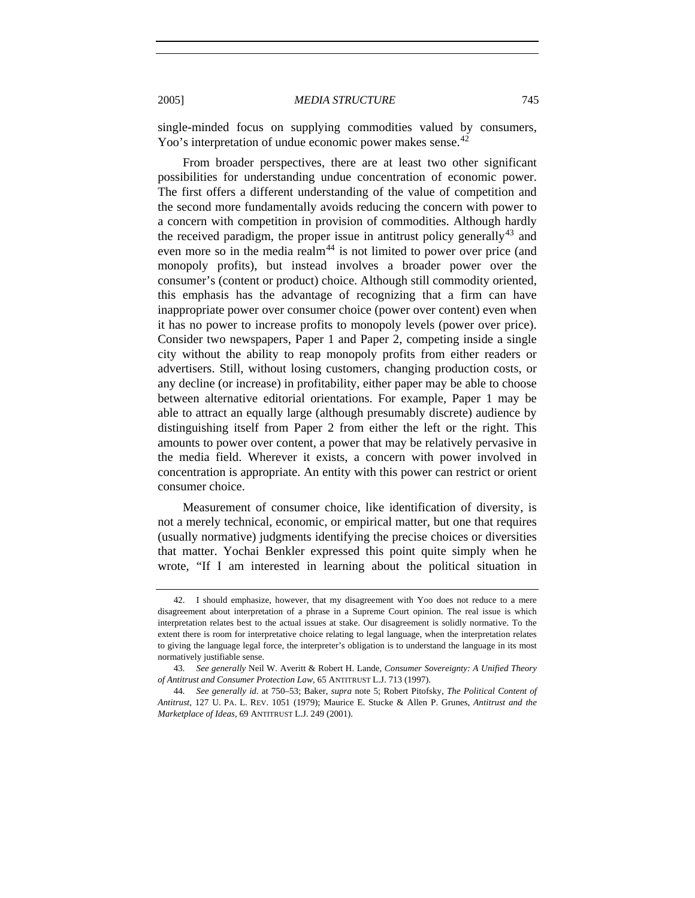single-minded focus on supplying commodities valued by consumers, Yoo's interpretation of undue economic power makes sense.[42]

From broader perspectives, there are at least two other significant possibilities for understanding undue concentration of economic power. The first offers a different understanding of the value of competition and the second more fundamentally avoids reducing the concern with power to a concern with competition in provision of commodities. Although hardly the received paradigm, the proper issue in antitrust policy generally[43] and even more so in the media realm[44] is not limited to power over price (and monopoly profits), but instead involves a broader power over the consumer's (content or product) choice. Although still commodity oriented, this emphasis has the advantage of recognizing that a firm can have inappropriate power over consumer choice (power over content) even when it has no power to increase profits to monopoly levels (power over price). Consider two newspapers, Paper 1 and Paper 2, competing inside a single city without the ability to reap monopoly profits from either readers or advertisers. Still, without losing customers, changing production costs, or any decline (or increase) in profitability, either paper may be able to choose between alternative editorial orientations. For example, Paper 1 may be able to attract an equally large (although presumably discrete) audience by distinguishing itself from Paper 2 from either the left or the right. This amounts to power over content, a power that may be relatively pervasive in the media field. Wherever it exists, a concern with power involved in concentration is appropriate. An entity with this power can restrict or orient consumer choice.

Measurement of consumer choice, like identification of diversity, is not a merely technical, economic, or empirical matter, but one that requires (usually normative) judgments identifying the precise choices or diversities that matter. Yochai Benkler expressed this point quite simply when he wrote, "If I am interested in learning about the political situation in

---

42. I should emphasize, however, that my disagreement with Yoo does not reduce to a mere disagreement about interpretation of a phrase in a Supreme Court opinion. The real issue is which interpretation relates best to the actual issues at stake. Our disagreement is solidly normative. To the extent there is room for interpretative choice relating to legal language, when the interpretation relates to giving the language legal force, the interpreter's obligation is to understand the language in its most normatively justifiable sense.

43. *See generally* Neil W. Averitt & Robert H. Lande, *Consumer Sovereignty: A Unified Theory of Antitrust and Consumer Protection Law*, 65 ANTITRUST L.J. 713 (1997).

44. *See generally id.* at 750–53; Baker, *supra* note 5; Robert Pitofsky, *The Political Content of Antitrust*, 127 U. PA. L. REV. 1051 (1979); Maurice E. Stucke & Allen P. Grunes, *Antitrust and the Marketplace of Ideas*, 69 ANTITRUST L.J. 249 (2001).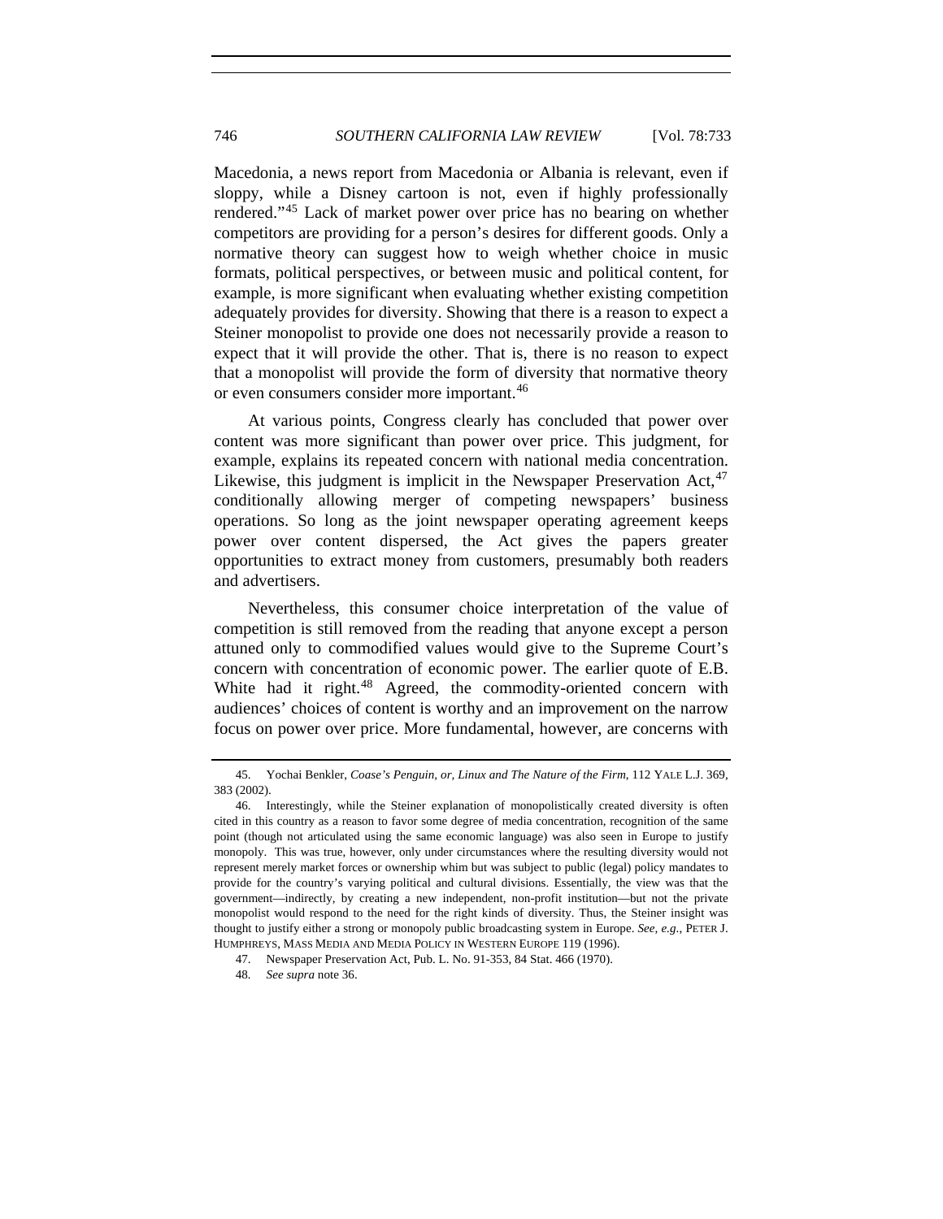Macedonia, a news report from Macedonia or Albania is relevant, even if sloppy, while a Disney cartoon is not, even if highly professionally rendered."[45] Lack of market power over price has no bearing on whether competitors are providing for a person's desires for different goods. Only a normative theory can suggest how to weigh whether choice in music formats, political perspectives, or between music and political content, for example, is more significant when evaluating whether existing competition adequately provides for diversity. Showing that there is a reason to expect a Steiner monopolist to provide one does not necessarily provide a reason to expect that it will provide the other. That is, there is no reason to expect that a monopolist will provide the form of diversity that normative theory or even consumers consider more important.[46]

At various points, Congress clearly has concluded that power over content was more significant than power over price. This judgment, for example, explains its repeated concern with national media concentration. Likewise, this judgment is implicit in the Newspaper Preservation Act,[47] conditionally allowing merger of competing newspapers' business operations. So long as the joint newspaper operating agreement keeps power over content dispersed, the Act gives the papers greater opportunities to extract money from customers, presumably both readers and advertisers.

Nevertheless, this consumer choice interpretation of the value of competition is still removed from the reading that anyone except a person attuned only to commodified values would give to the Supreme Court's concern with concentration of economic power. The earlier quote of E.B. White had it right.[48] Agreed, the commodity-oriented concern with audiences' choices of content is worthy and an improvement on the narrow focus on power over price. More fundamental, however, are concerns with

---

45. Yochai Benkler, *Coase's Penguin, or, Linux and The Nature of the Firm*, 112 YALE L.J. 369, 383 (2002).

46. Interestingly, while the Steiner explanation of monopolistically created diversity is often cited in this country as a reason to favor some degree of media concentration, recognition of the same point (though not articulated using the same economic language) was also seen in Europe to justify monopoly. This was true, however, only under circumstances where the resulting diversity would not represent merely market forces or ownership whim but was subject to public (legal) policy mandates to provide for the country's varying political and cultural divisions. Essentially, the view was that the government—indirectly, by creating a new independent, non-profit institution—but not the private monopolist would respond to the need for the right kinds of diversity. Thus, the Steiner insight was thought to justify either a strong or monopoly public broadcasting system in Europe. *See, e.g.*, PETER J. HUMPHREYS, MASS MEDIA AND MEDIA POLICY IN WESTERN EUROPE 119 (1996).

47. Newspaper Preservation Act, Pub. L. No. 91-353, 84 Stat. 466 (1970).

48. *See supra* note 36.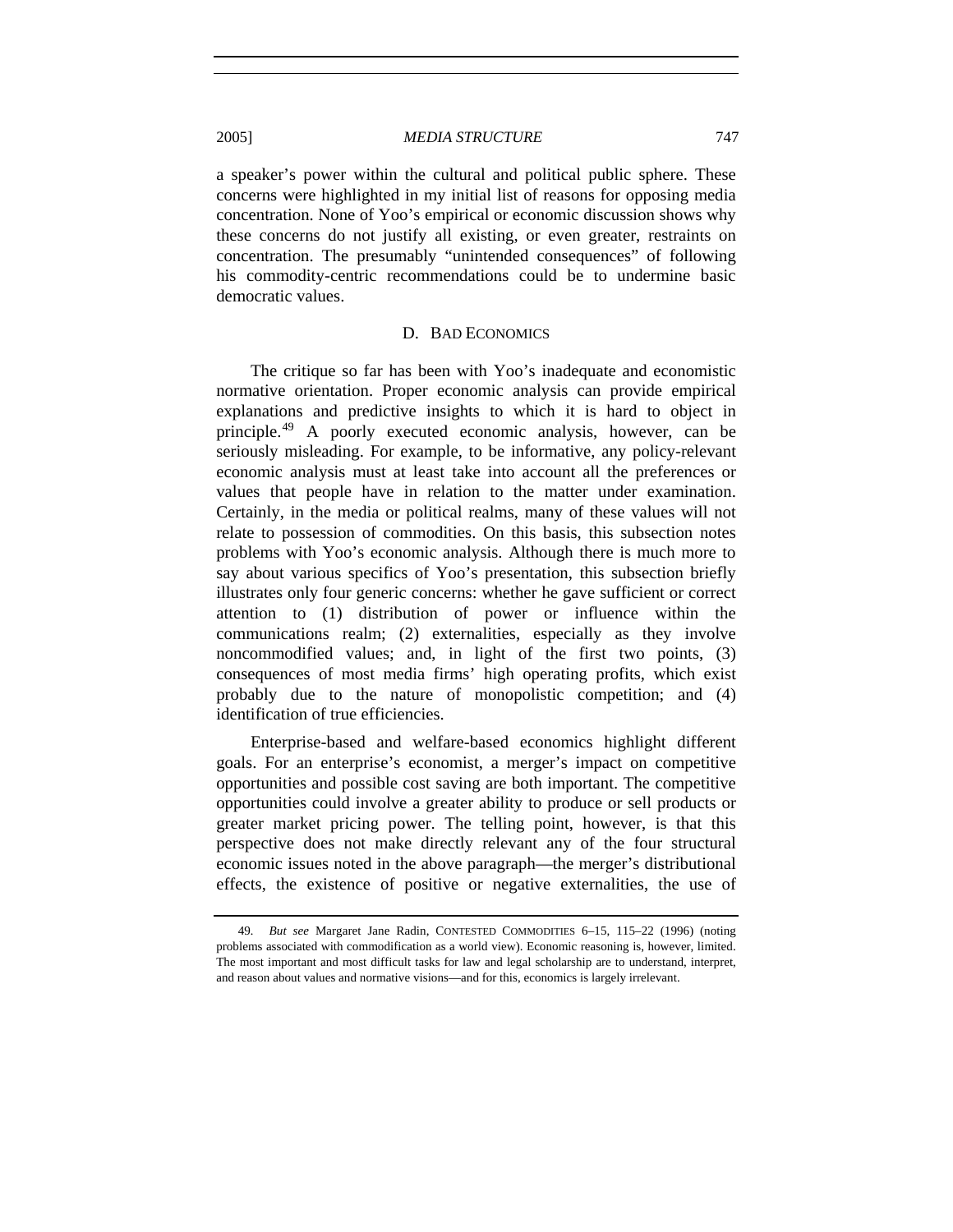a speaker's power within the cultural and political public sphere. These concerns were highlighted in my initial list of reasons for opposing media concentration. None of Yoo's empirical or economic discussion shows why these concerns do not justify all existing, or even greater, restraints on concentration. The presumably "unintended consequences" of following his commodity-centric recommendations could be to undermine basic democratic values.

### D. BAD ECONOMICS

The critique so far has been with Yoo's inadequate and economistic normative orientation. Proper economic analysis can provide empirical explanations and predictive insights to which it is hard to object in principle.[49] A poorly executed economic analysis, however, can be seriously misleading. For example, to be informative, any policy-relevant economic analysis must at least take into account all the preferences or values that people have in relation to the matter under examination. Certainly, in the media or political realms, many of these values will not relate to possession of commodities. On this basis, this subsection notes problems with Yoo's economic analysis. Although there is much more to say about various specifics of Yoo's presentation, this subsection briefly illustrates only four generic concerns: whether he gave sufficient or correct attention to (1) distribution of power or influence within the communications realm; (2) externalities, especially as they involve noncommodified values; and, in light of the first two points, (3) consequences of most media firms' high operating profits, which exist probably due to the nature of monopolistic competition; and (4) identification of true efficiencies.

Enterprise-based and welfare-based economics highlight different goals. For an enterprise's economist, a merger's impact on competitive opportunities and possible cost saving are both important. The competitive opportunities could involve a greater ability to produce or sell products or greater market pricing power. The telling point, however, is that this perspective does not make directly relevant any of the four structural economic issues noted in the above paragraph—the merger's distributional effects, the existence of positive or negative externalities, the use of

---

49. *But see* Margaret Jane Radin, CONTESTED COMMODITIES 6–15, 115–22 (1996) (noting problems associated with commodification as a world view). Economic reasoning is, however, limited. The most important and most difficult tasks for law and legal scholarship are to understand, interpret, and reason about values and normative visions—and for this, economics is largely irrelevant.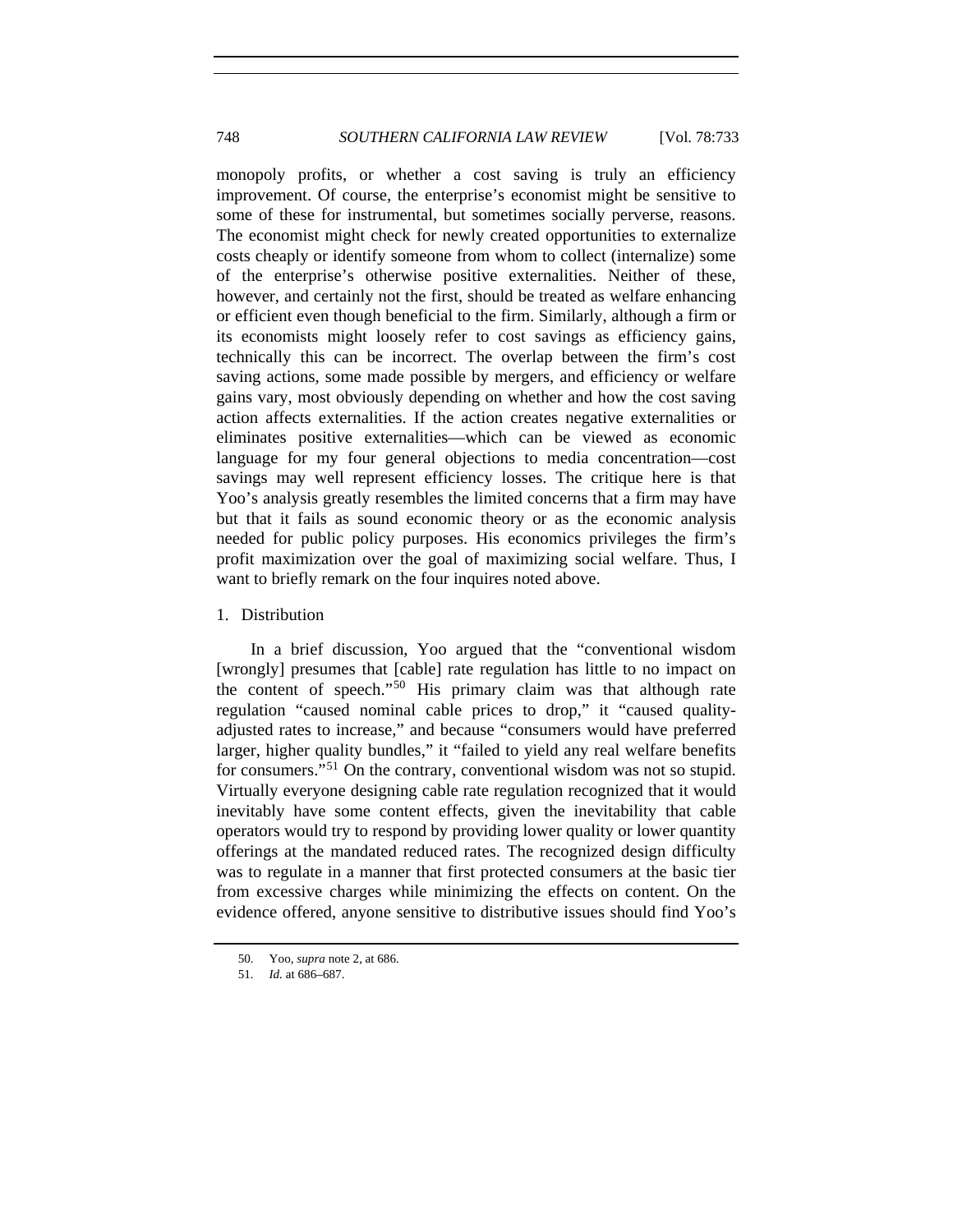monopoly profits, or whether a cost saving is truly an efficiency improvement. Of course, the enterprise's economist might be sensitive to some of these for instrumental, but sometimes socially perverse, reasons. The economist might check for newly created opportunities to externalize costs cheaply or identify someone from whom to collect (internalize) some of the enterprise's otherwise positive externalities. Neither of these, however, and certainly not the first, should be treated as welfare enhancing or efficient even though beneficial to the firm. Similarly, although a firm or its economists might loosely refer to cost savings as efficiency gains, technically this can be incorrect. The overlap between the firm's cost saving actions, some made possible by mergers, and efficiency or welfare gains vary, most obviously depending on whether and how the cost saving action affects externalities. If the action creates negative externalities or eliminates positive externalities—which can be viewed as economic language for my four general objections to media concentration—cost savings may well represent efficiency losses. The critique here is that Yoo's analysis greatly resembles the limited concerns that a firm may have but that it fails as sound economic theory or as the economic analysis needed for public policy purposes. His economics privileges the firm's profit maximization over the goal of maximizing social welfare. Thus, I want to briefly remark on the four inquires noted above.

1. Distribution

In a brief discussion, Yoo argued that the "conventional wisdom [wrongly] presumes that [cable] rate regulation has little to no impact on the content of speech."[50] His primary claim was that although rate regulation "caused nominal cable prices to drop," it "caused quality-adjusted rates to increase," and because "consumers would have preferred larger, higher quality bundles," it "failed to yield any real welfare benefits for consumers."[51] On the contrary, conventional wisdom was not so stupid. Virtually everyone designing cable rate regulation recognized that it would inevitably have some content effects, given the inevitability that cable operators would try to respond by providing lower quality or lower quantity offerings at the mandated reduced rates. The recognized design difficulty was to regulate in a manner that first protected consumers at the basic tier from excessive charges while minimizing the effects on content. On the evidence offered, anyone sensitive to distributive issues should find Yoo's

50. Yoo, *supra* note 2, at 686.

51. *Id.* at 686–687.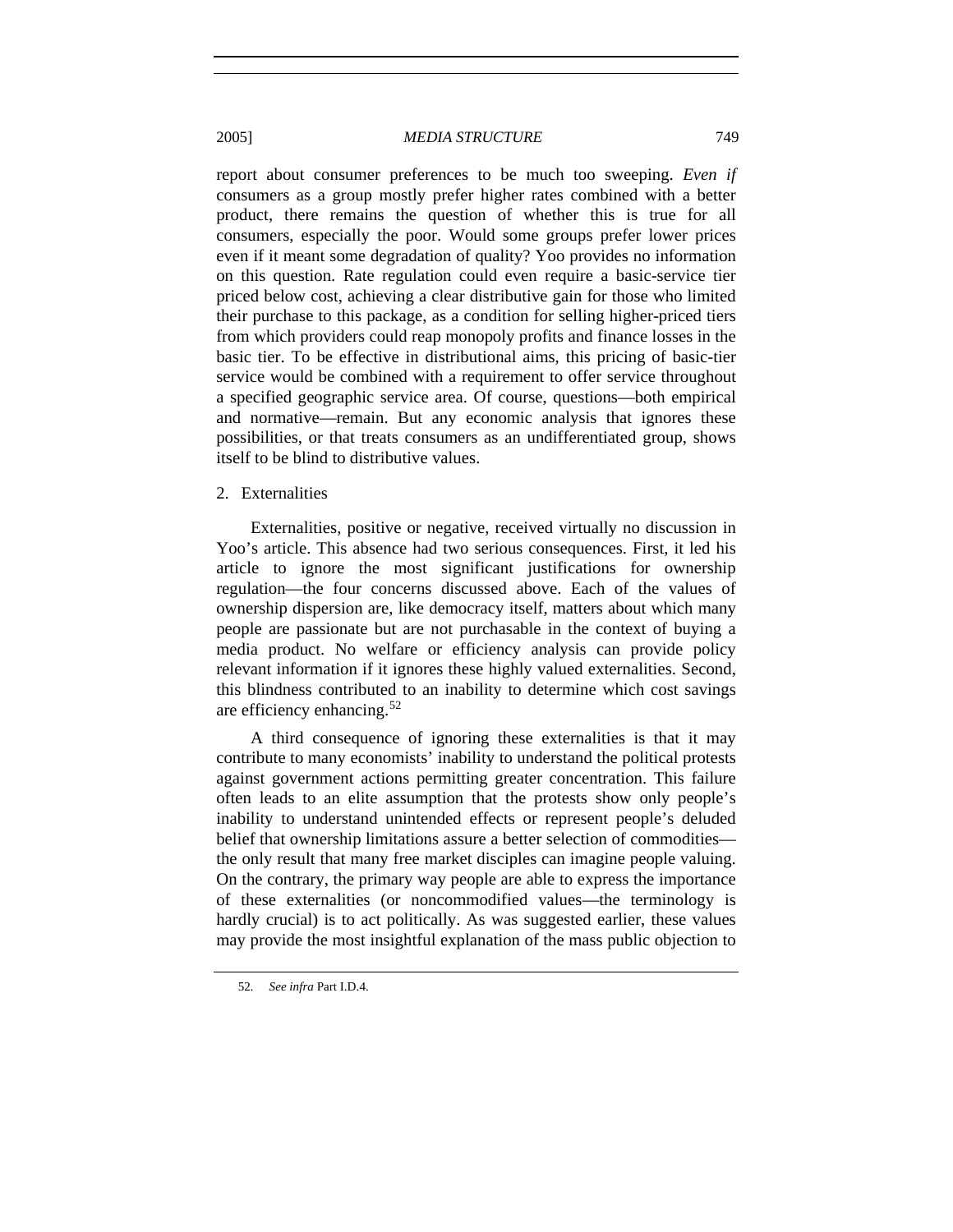report about consumer preferences to be much too sweeping. *Even if* consumers as a group mostly prefer higher rates combined with a better product, there remains the question of whether this is true for all consumers, especially the poor. Would some groups prefer lower prices even if it meant some degradation of quality? Yoo provides no information on this question. Rate regulation could even require a basic-service tier priced below cost, achieving a clear distributive gain for those who limited their purchase to this package, as a condition for selling higher-priced tiers from which providers could reap monopoly profits and finance losses in the basic tier. To be effective in distributional aims, this pricing of basic-tier service would be combined with a requirement to offer service throughout a specified geographic service area. Of course, questions—both empirical and normative—remain. But any economic analysis that ignores these possibilities, or that treats consumers as an undifferentiated group, shows itself to be blind to distributive values.

### 2. Externalities

Externalities, positive or negative, received virtually no discussion in Yoo's article. This absence had two serious consequences. First, it led his article to ignore the most significant justifications for ownership regulation—the four concerns discussed above. Each of the values of ownership dispersion are, like democracy itself, matters about which many people are passionate but are not purchasable in the context of buying a media product. No welfare or efficiency analysis can provide policy relevant information if it ignores these highly valued externalities. Second, this blindness contributed to an inability to determine which cost savings are efficiency enhancing.[52]

A third consequence of ignoring these externalities is that it may contribute to many economists' inability to understand the political protests against government actions permitting greater concentration. This failure often leads to an elite assumption that the protests show only people's inability to understand unintended effects or represent people's deluded belief that ownership limitations assure a better selection of commodities—the only result that many free market disciples can imagine people valuing. On the contrary, the primary way people are able to express the importance of these externalities (or noncommodified values—the terminology is hardly crucial) is to act politically. As was suggested earlier, these values may provide the most insightful explanation of the mass public objection to

52. *See infra* Part I.D.4.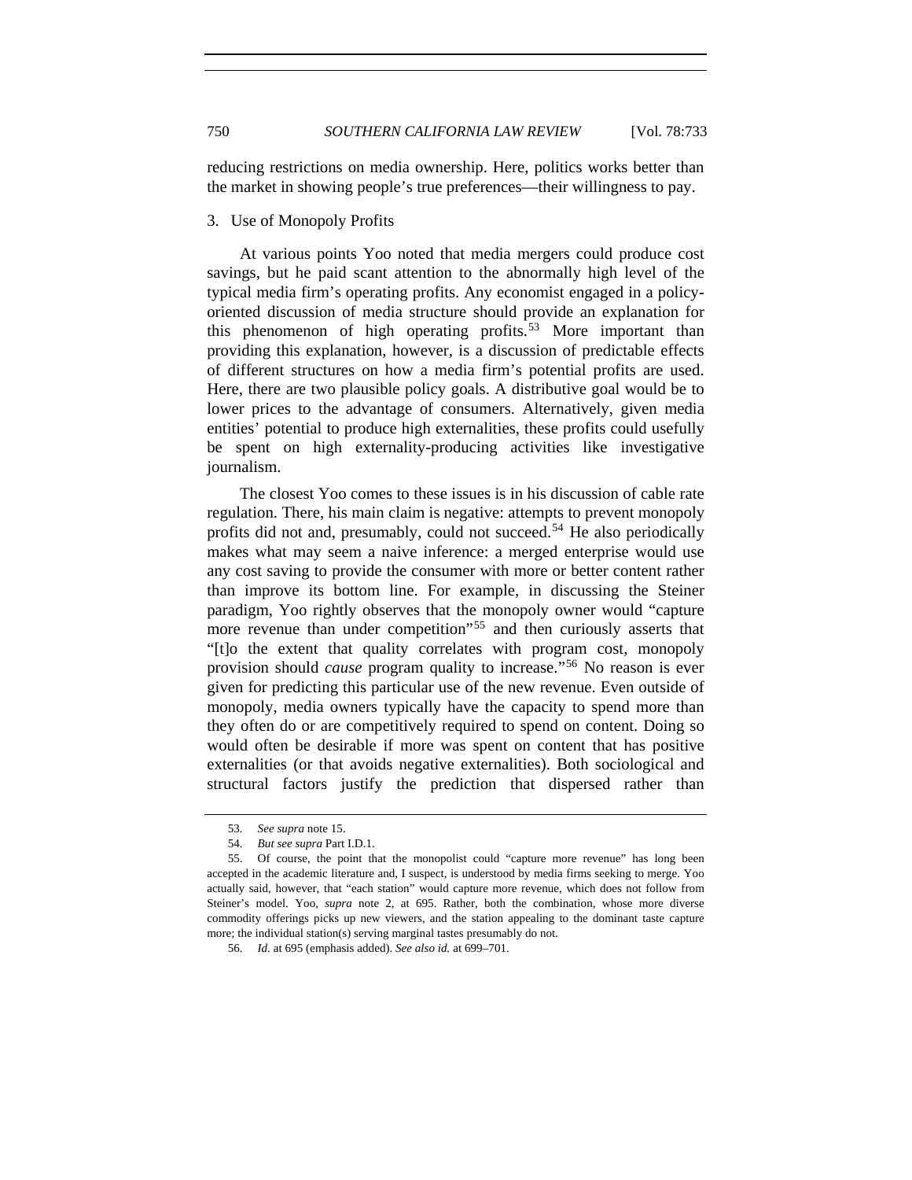reducing restrictions on media ownership. Here, politics works better than the market in showing people's true preferences—their willingness to pay.

### 3. Use of Monopoly Profits

At various points Yoo noted that media mergers could produce cost savings, but he paid scant attention to the abnormally high level of the typical media firm's operating profits. Any economist engaged in a policy-oriented discussion of media structure should provide an explanation for this phenomenon of high operating profits.[53] More important than providing this explanation, however, is a discussion of predictable effects of different structures on how a media firm's potential profits are used. Here, there are two plausible policy goals. A distributive goal would be to lower prices to the advantage of consumers. Alternatively, given media entities' potential to produce high externalities, these profits could usefully be spent on high externality-producing activities like investigative journalism.

The closest Yoo comes to these issues is in his discussion of cable rate regulation. There, his main claim is negative: attempts to prevent monopoly profits did not and, presumably, could not succeed.[54] He also periodically makes what may seem a naive inference: a merged enterprise would use any cost saving to provide the consumer with more or better content rather than improve its bottom line. For example, in discussing the Steiner paradigm, Yoo rightly observes that the monopoly owner would "capture more revenue than under competition"[55] and then curiously asserts that "[t]o the extent that quality correlates with program cost, monopoly provision should *cause* program quality to increase."[56] No reason is ever given for predicting this particular use of the new revenue. Even outside of monopoly, media owners typically have the capacity to spend more than they often do or are competitively required to spend on content. Doing so would often be desirable if more was spent on content that has positive externalities (or that avoids negative externalities). Both sociological and structural factors justify the prediction that dispersed rather than

---

53. *See supra* note 15.

54. *But see supra* Part I.D.1.

55. Of course, the point that the monopolist could "capture more revenue" has long been accepted in the academic literature and, I suspect, is understood by media firms seeking to merge. Yoo actually said, however, that "each station" would capture more revenue, which does not follow from Steiner's model. Yoo, *supra* note 2, at 695. Rather, both the combination, whose more diverse commodity offerings picks up new viewers, and the station appealing to the dominant taste capture more; the individual station(s) serving marginal tastes presumably do not.

56. *Id.* at 695 (emphasis added). *See also id.* at 699–701.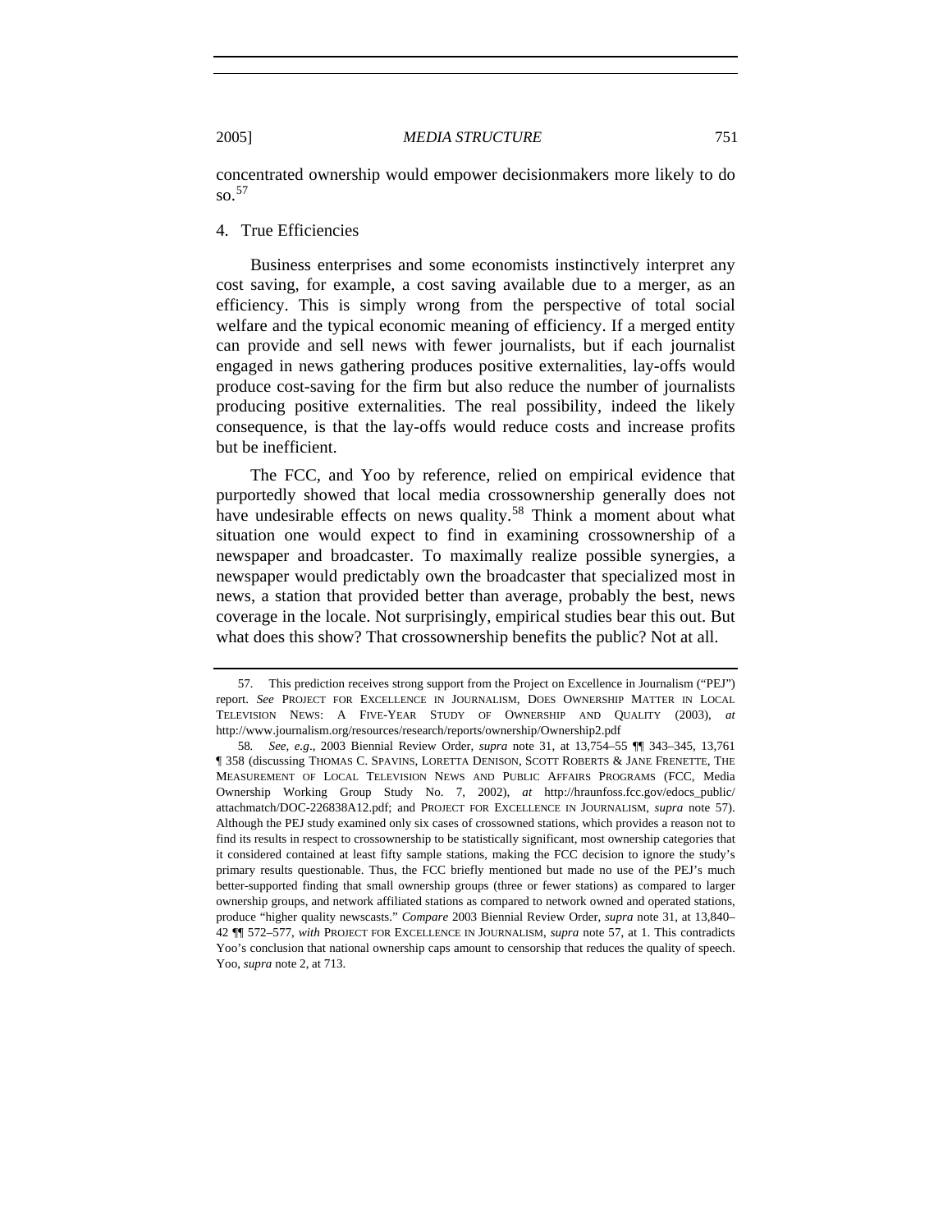concentrated ownership would empower decisionmakers more likely to do so.[57]

### 4. True Efficiencies

Business enterprises and some economists instinctively interpret any cost saving, for example, a cost saving available due to a merger, as an efficiency. This is simply wrong from the perspective of total social welfare and the typical economic meaning of efficiency. If a merged entity can provide and sell news with fewer journalists, but if each journalist engaged in news gathering produces positive externalities, lay-offs would produce cost-saving for the firm but also reduce the number of journalists producing positive externalities. The real possibility, indeed the likely consequence, is that the lay-offs would reduce costs and increase profits but be inefficient.

The FCC, and Yoo by reference, relied on empirical evidence that purportedly showed that local media crossownership generally does not have undesirable effects on news quality.[58] Think a moment about what situation one would expect to find in examining crossownership of a newspaper and broadcaster. To maximally realize possible synergies, a newspaper would predictably own the broadcaster that specialized most in news, a station that provided better than average, probably the best, news coverage in the locale. Not surprisingly, empirical studies bear this out. But what does this show? That crossownership benefits the public? Not at all.

---

57. This prediction receives strong support from the Project on Excellence in Journalism ("PEJ") report. *See* PROJECT FOR EXCELLENCE IN JOURNALISM, DOES OWNERSHIP MATTER IN LOCAL TELEVISION NEWS: A FIVE-YEAR STUDY OF OWNERSHIP AND QUALITY (2003), *at* http://www.journalism.org/resources/research/reports/ownership/Ownership2.pdf

58. *See, e.g*., 2003 Biennial Review Order, *supra* note 31, at 13,754–55 ¶¶ 343–345, 13,761 ¶ 358 (discussing THOMAS C. SPAVINS, LORETTA DENISON, SCOTT ROBERTS & JANE FRENETTE, THE MEASUREMENT OF LOCAL TELEVISION NEWS AND PUBLIC AFFAIRS PROGRAMS (FCC, Media Ownership Working Group Study No. 7, 2002), *at* http://hraunfoss.fcc.gov/edocs_public/attachmatch/DOC-226838A12.pdf; and PROJECT FOR EXCELLENCE IN JOURNALISM, *supra* note 57). Although the PEJ study examined only six cases of crossowned stations, which provides a reason not to find its results in respect to crossownership to be statistically significant, most ownership categories that it considered contained at least fifty sample stations, making the FCC decision to ignore the study's primary results questionable. Thus, the FCC briefly mentioned but made no use of the PEJ's much better-supported finding that small ownership groups (three or fewer stations) as compared to larger ownership groups, and network affiliated stations as compared to network owned and operated stations, produce "higher quality newscasts." *Compare* 2003 Biennial Review Order, *supra* note 31, at 13,840–42 ¶¶ 572–577, *with* PROJECT FOR EXCELLENCE IN JOURNALISM, *supra* note 57, at 1. This contradicts Yoo's conclusion that national ownership caps amount to censorship that reduces the quality of speech. Yoo, *supra* note 2, at 713.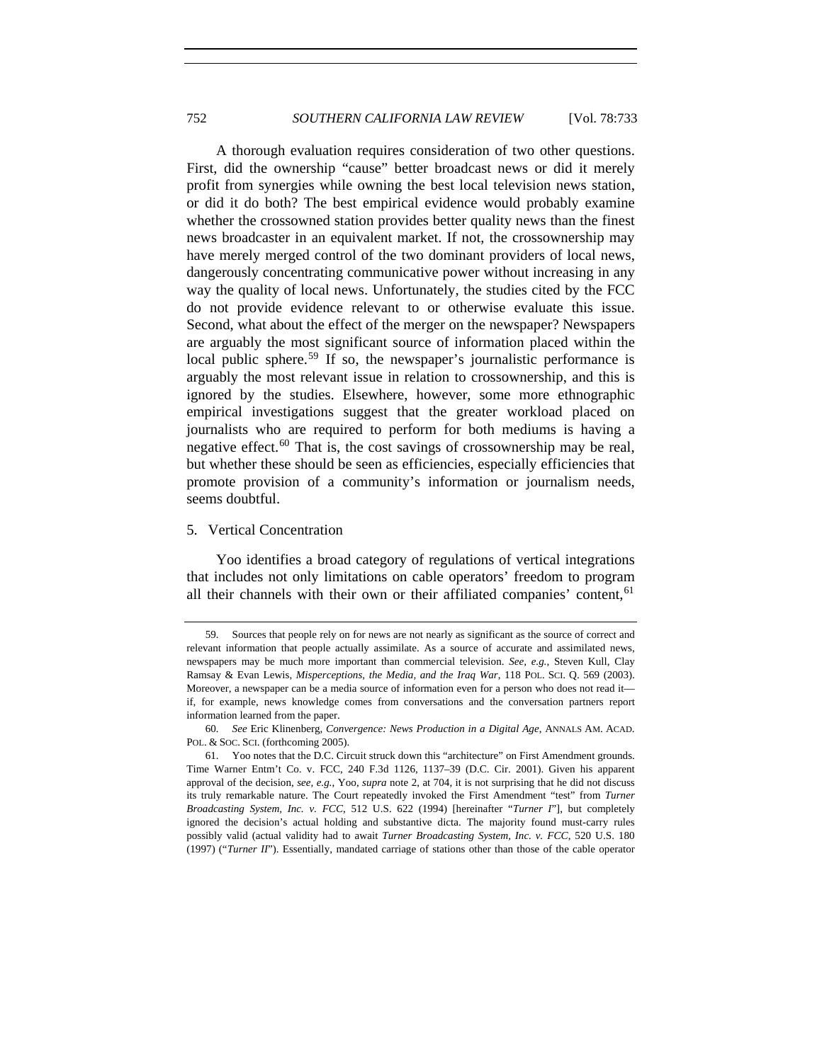A thorough evaluation requires consideration of two other questions. First, did the ownership "cause" better broadcast news or did it merely profit from synergies while owning the best local television news station, or did it do both? The best empirical evidence would probably examine whether the crossowned station provides better quality news than the finest news broadcaster in an equivalent market. If not, the crossownership may have merely merged control of the two dominant providers of local news, dangerously concentrating communicative power without increasing in any way the quality of local news. Unfortunately, the studies cited by the FCC do not provide evidence relevant to or otherwise evaluate this issue. Second, what about the effect of the merger on the newspaper? Newspapers are arguably the most significant source of information placed within the local public sphere.[59] If so, the newspaper's journalistic performance is arguably the most relevant issue in relation to crossownership, and this is ignored by the studies. Elsewhere, however, some more ethnographic empirical investigations suggest that the greater workload placed on journalists who are required to perform for both mediums is having a negative effect.[60] That is, the cost savings of crossownership may be real, but whether these should be seen as efficiencies, especially efficiencies that promote provision of a community's information or journalism needs, seems doubtful.

### 5. Vertical Concentration

Yoo identifies a broad category of regulations of vertical integrations that includes not only limitations on cable operators' freedom to program all their channels with their own or their affiliated companies' content,[61]

---

59. Sources that people rely on for news are not nearly as significant as the source of correct and relevant information that people actually assimilate. As a source of accurate and assimilated news, newspapers may be much more important than commercial television. *See, e.g.*, Steven Kull, Clay Ramsay & Evan Lewis, *Misperceptions, the Media, and the Iraq War*, 118 POL. SCI. Q. 569 (2003). Moreover, a newspaper can be a media source of information even for a person who does not read it—if, for example, news knowledge comes from conversations and the conversation partners report information learned from the paper.

60. *See* Eric Klinenberg, *Convergence: News Production in a Digital Age*, ANNALS AM. ACAD. POL. & SOC. SCI. (forthcoming 2005).

61. Yoo notes that the D.C. Circuit struck down this "architecture" on First Amendment grounds. Time Warner Entm't Co. v. FCC, 240 F.3d 1126, 1137–39 (D.C. Cir. 2001). Given his apparent approval of the decision, *see, e.g.*, Yoo, *supra* note 2, at 704, it is not surprising that he did not discuss its truly remarkable nature. The Court repeatedly invoked the First Amendment "test" from *Turner Broadcasting System, Inc. v. FCC*, 512 U.S. 622 (1994) [hereinafter "*Turner I*"], but completely ignored the decision's actual holding and substantive dicta. The majority found must-carry rules possibly valid (actual validity had to await *Turner Broadcasting System, Inc. v. FCC*, 520 U.S. 180 (1997) ("*Turner II*"). Essentially, mandated carriage of stations other than those of the cable operator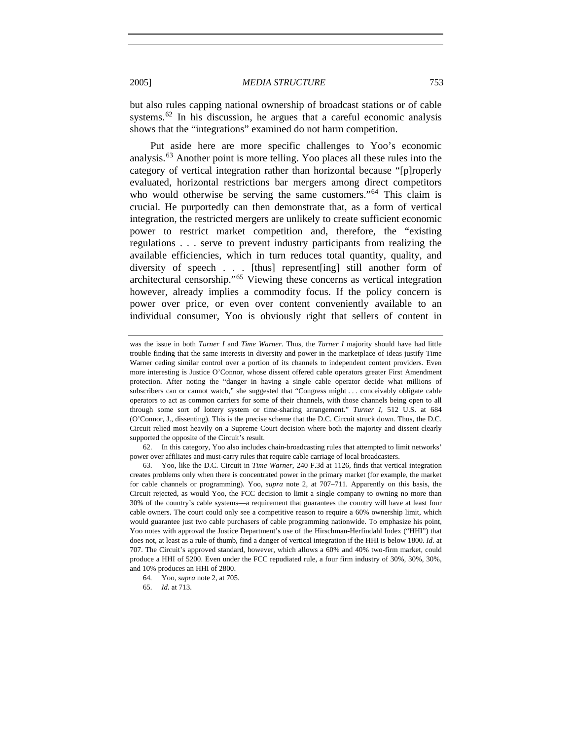but also rules capping national ownership of broadcast stations or of cable systems.[62] In his discussion, he argues that a careful economic analysis shows that the "integrations" examined do not harm competition.

Put aside here are more specific challenges to Yoo's economic analysis.[63] Another point is more telling. Yoo places all these rules into the category of vertical integration rather than horizontal because "[p]roperly evaluated, horizontal restrictions bar mergers among direct competitors who would otherwise be serving the same customers."[64] This claim is crucial. He purportedly can then demonstrate that, as a form of vertical integration, the restricted mergers are unlikely to create sufficient economic power to restrict market competition and, therefore, the "existing regulations . . . serve to prevent industry participants from realizing the available efficiencies, which in turn reduces total quantity, quality, and diversity of speech . . . [thus] represent[ing] still another form of architectural censorship."[65] Viewing these concerns as vertical integration however, already implies a commodity focus. If the policy concern is power over price, or even over content conveniently available to an individual consumer, Yoo is obviously right that sellers of content in

---

was the issue in both *Turner I* and *Time Warner*. Thus, the *Turner I* majority should have had little trouble finding that the same interests in diversity and power in the marketplace of ideas justify Time Warner ceding similar control over a portion of its channels to independent content providers. Even more interesting is Justice O'Connor, whose dissent offered cable operators greater First Amendment protection. After noting the "danger in having a single cable operator decide what millions of subscribers can or cannot watch," she suggested that "Congress might . . . conceivably obligate cable operators to act as common carriers for some of their channels, with those channels being open to all through some sort of lottery system or time-sharing arrangement." *Turner I*, 512 U.S. at 684 (O'Connor, J., dissenting). This is the precise scheme that the D.C. Circuit struck down. Thus, the D.C. Circuit relied most heavily on a Supreme Court decision where both the majority and dissent clearly supported the opposite of the Circuit's result.

62. In this category, Yoo also includes chain-broadcasting rules that attempted to limit networks' power over affiliates and must-carry rules that require cable carriage of local broadcasters.

63. Yoo, like the D.C. Circuit in *Time Warner*, 240 F.3d at 1126, finds that vertical integration creates problems only when there is concentrated power in the primary market (for example, the market for cable channels or programming). Yoo, *supra* note 2, at 707–711. Apparently on this basis, the Circuit rejected, as would Yoo, the FCC decision to limit a single company to owning no more than 30% of the country's cable systems—a requirement that guarantees the country will have at least four cable owners. The court could only see a competitive reason to require a 60% ownership limit, which would guarantee just two cable purchasers of cable programming nationwide. To emphasize his point, Yoo notes with approval the Justice Department's use of the Hirschman-Herfindahl Index ("HHI") that does not, at least as a rule of thumb, find a danger of vertical integration if the HHI is below 1800. *Id.* at 707. The Circuit's approved standard, however, which allows a 60% and 40% two-firm market, could produce a HHI of 5200. Even under the FCC repudiated rule, a four firm industry of 30%, 30%, 30%, and 10% produces an HHI of 2800.

64. Yoo, *supra* note 2, at 705.

65. *Id.* at 713.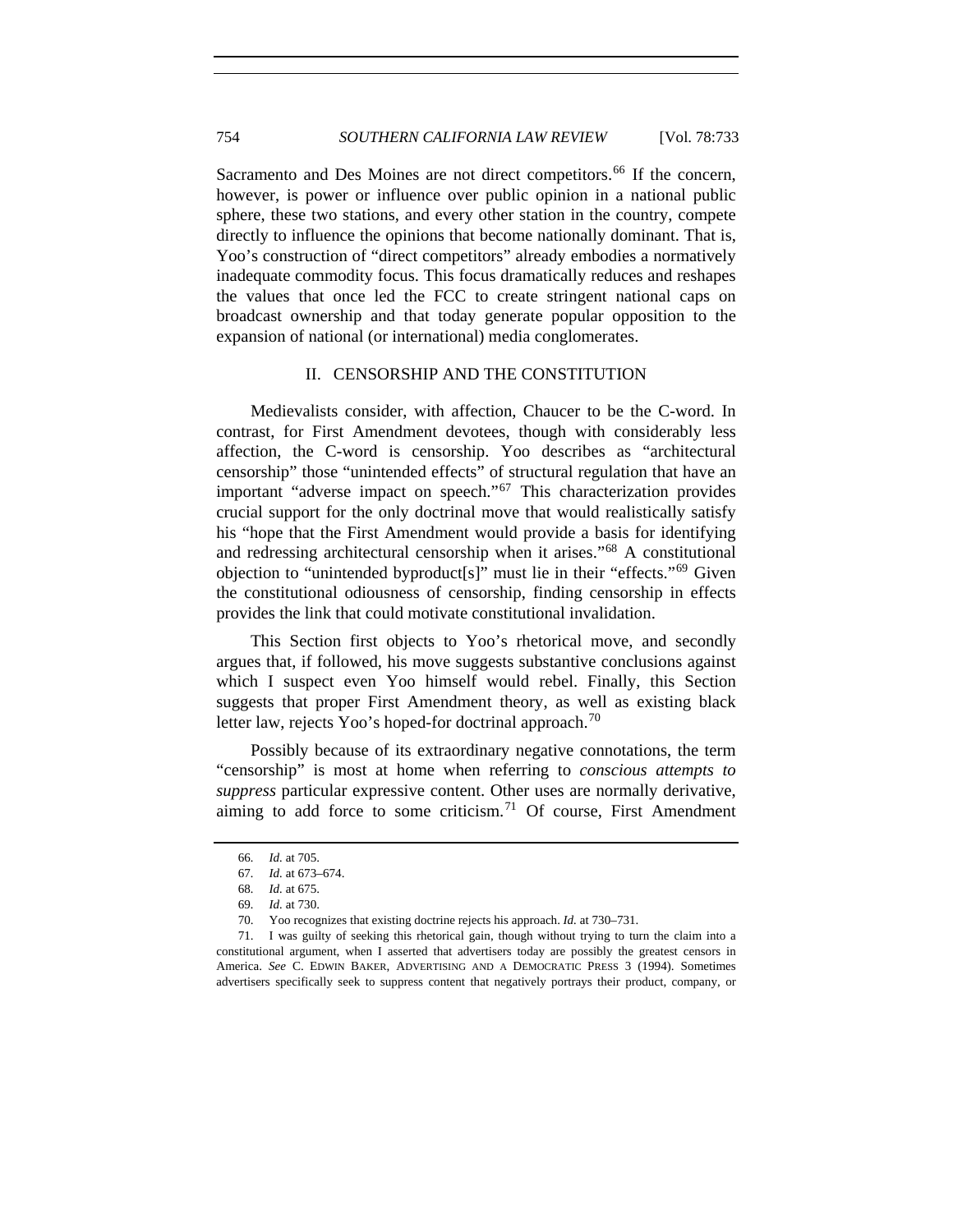Sacramento and Des Moines are not direct competitors.[66] If the concern, however, is power or influence over public opinion in a national public sphere, these two stations, and every other station in the country, compete directly to influence the opinions that become nationally dominant. That is, Yoo's construction of "direct competitors" already embodies a normatively inadequate commodity focus. This focus dramatically reduces and reshapes the values that once led the FCC to create stringent national caps on broadcast ownership and that today generate popular opposition to the expansion of national (or international) media conglomerates.

## II. CENSORSHIP AND THE CONSTITUTION

Medievalists consider, with affection, Chaucer to be the C-word. In contrast, for First Amendment devotees, though with considerably less affection, the C-word is censorship. Yoo describes as "architectural censorship" those "unintended effects" of structural regulation that have an important "adverse impact on speech."[67] This characterization provides crucial support for the only doctrinal move that would realistically satisfy his "hope that the First Amendment would provide a basis for identifying and redressing architectural censorship when it arises."[68] A constitutional objection to "unintended byproduct[s]" must lie in their "effects."[69] Given the constitutional odiousness of censorship, finding censorship in effects provides the link that could motivate constitutional invalidation.

This Section first objects to Yoo's rhetorical move, and secondly argues that, if followed, his move suggests substantive conclusions against which I suspect even Yoo himself would rebel. Finally, this Section suggests that proper First Amendment theory, as well as existing black letter law, rejects Yoo's hoped-for doctrinal approach.[70]

Possibly because of its extraordinary negative connotations, the term "censorship" is most at home when referring to *conscious attempts to suppress* particular expressive content. Other uses are normally derivative, aiming to add force to some criticism.[71] Of course, First Amendment

---

66. *Id.* at 705.

67. *Id.* at 673–674.

68. *Id.* at 675.

69. *Id.* at 730.

70. Yoo recognizes that existing doctrine rejects his approach. *Id.* at 730–731.

71. I was guilty of seeking this rhetorical gain, though without trying to turn the claim into a constitutional argument, when I asserted that advertisers today are possibly the greatest censors in America. *See* C. EDWIN BAKER, ADVERTISING AND A DEMOCRATIC PRESS 3 (1994). Sometimes advertisers specifically seek to suppress content that negatively portrays their product, company, or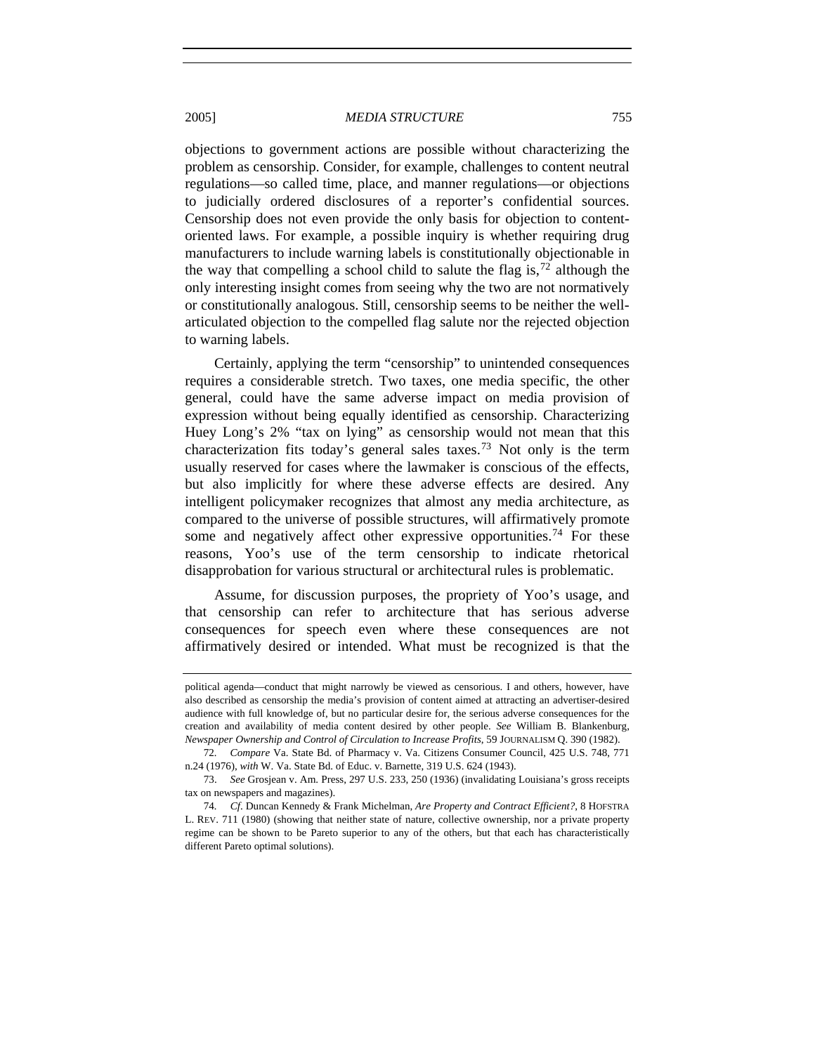objections to government actions are possible without characterizing the problem as censorship. Consider, for example, challenges to content neutral regulations—so called time, place, and manner regulations—or objections to judicially ordered disclosures of a reporter's confidential sources. Censorship does not even provide the only basis for objection to content-oriented laws. For example, a possible inquiry is whether requiring drug manufacturers to include warning labels is constitutionally objectionable in the way that compelling a school child to salute the flag is,[72] although the only interesting insight comes from seeing why the two are not normatively or constitutionally analogous. Still, censorship seems to be neither the well-articulated objection to the compelled flag salute nor the rejected objection to warning labels.

Certainly, applying the term "censorship" to unintended consequences requires a considerable stretch. Two taxes, one media specific, the other general, could have the same adverse impact on media provision of expression without being equally identified as censorship. Characterizing Huey Long's 2% "tax on lying" as censorship would not mean that this characterization fits today's general sales taxes.[73] Not only is the term usually reserved for cases where the lawmaker is conscious of the effects, but also implicitly for where these adverse effects are desired. Any intelligent policymaker recognizes that almost any media architecture, as compared to the universe of possible structures, will affirmatively promote some and negatively affect other expressive opportunities.[74] For these reasons, Yoo's use of the term censorship to indicate rhetorical disapprobation for various structural or architectural rules is problematic.

Assume, for discussion purposes, the propriety of Yoo's usage, and that censorship can refer to architecture that has serious adverse consequences for speech even where these consequences are not affirmatively desired or intended. What must be recognized is that the

---

political agenda—conduct that might narrowly be viewed as censorious. I and others, however, have also described as censorship the media's provision of content aimed at attracting an advertiser-desired audience with full knowledge of, but no particular desire for, the serious adverse consequences for the creation and availability of media content desired by other people. *See* William B. Blankenburg, *Newspaper Ownership and Control of Circulation to Increase Profits*, 59 JOURNALISM Q. 390 (1982).

72. *Compare* Va. State Bd. of Pharmacy v. Va. Citizens Consumer Council, 425 U.S. 748, 771 n.24 (1976), *with* W. Va. State Bd. of Educ. v. Barnette, 319 U.S. 624 (1943).

73. *See* Grosjean v. Am. Press, 297 U.S. 233, 250 (1936) (invalidating Louisiana's gross receipts tax on newspapers and magazines).

74. *Cf*. Duncan Kennedy & Frank Michelman, *Are Property and Contract Efficient?*, 8 HOFSTRA L. REV. 711 (1980) (showing that neither state of nature, collective ownership, nor a private property regime can be shown to be Pareto superior to any of the others, but that each has characteristically different Pareto optimal solutions).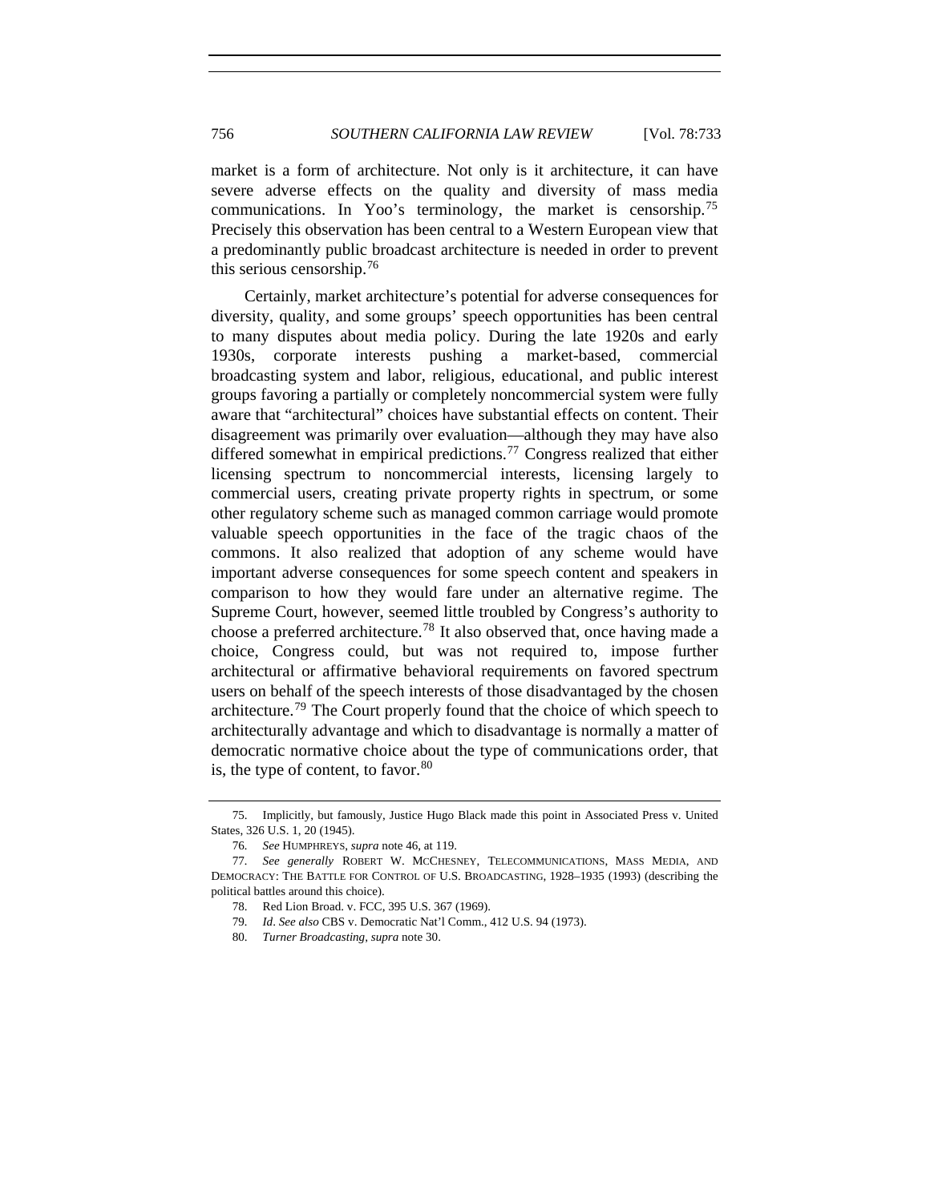market is a form of architecture. Not only is it architecture, it can have severe adverse effects on the quality and diversity of mass media communications. In Yoo's terminology, the market is censorship.[75] Precisely this observation has been central to a Western European view that a predominantly public broadcast architecture is needed in order to prevent this serious censorship.[76]

Certainly, market architecture's potential for adverse consequences for diversity, quality, and some groups' speech opportunities has been central to many disputes about media policy. During the late 1920s and early 1930s, corporate interests pushing a market-based, commercial broadcasting system and labor, religious, educational, and public interest groups favoring a partially or completely noncommercial system were fully aware that "architectural" choices have substantial effects on content. Their disagreement was primarily over evaluation—although they may have also differed somewhat in empirical predictions.[77] Congress realized that either licensing spectrum to noncommercial interests, licensing largely to commercial users, creating private property rights in spectrum, or some other regulatory scheme such as managed common carriage would promote valuable speech opportunities in the face of the tragic chaos of the commons. It also realized that adoption of any scheme would have important adverse consequences for some speech content and speakers in comparison to how they would fare under an alternative regime. The Supreme Court, however, seemed little troubled by Congress's authority to choose a preferred architecture.[78] It also observed that, once having made a choice, Congress could, but was not required to, impose further architectural or affirmative behavioral requirements on favored spectrum users on behalf of the speech interests of those disadvantaged by the chosen architecture.[79] The Court properly found that the choice of which speech to architecturally advantage and which to disadvantage is normally a matter of democratic normative choice about the type of communications order, that is, the type of content, to favor.[80]

---

75. Implicitly, but famously, Justice Hugo Black made this point in Associated Press v. United States, 326 U.S. 1, 20 (1945).

76. *See* HUMPHREYS, *supra* note 46, at 119.

77. *See generally* ROBERT W. MCCHESNEY, TELECOMMUNICATIONS, MASS MEDIA, AND DEMOCRACY: THE BATTLE FOR CONTROL OF U.S. BROADCASTING, 1928–1935 (1993) (describing the political battles around this choice).

78. Red Lion Broad. v. FCC, 395 U.S. 367 (1969).

79. *Id*. *See also* CBS v. Democratic Nat'l Comm., 412 U.S. 94 (1973).

80. *Turner Broadcasting*, *supra* note 30.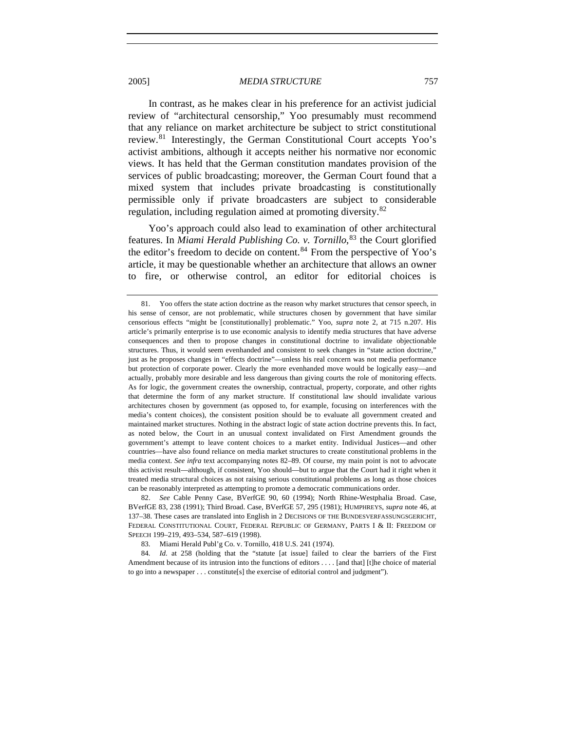In contrast, as he makes clear in his preference for an activist judicial review of "architectural censorship," Yoo presumably must recommend that any reliance on market architecture be subject to strict constitutional review.[81] Interestingly, the German Constitutional Court accepts Yoo's activist ambitions, although it accepts neither his normative nor economic views. It has held that the German constitution mandates provision of the services of public broadcasting; moreover, the German Court found that a mixed system that includes private broadcasting is constitutionally permissible only if private broadcasters are subject to considerable regulation, including regulation aimed at promoting diversity.[82]

Yoo's approach could also lead to examination of other architectural features. In *Miami Herald Publishing Co. v. Tornillo*,[83] the Court glorified the editor's freedom to decide on content.[84] From the perspective of Yoo's article, it may be questionable whether an architecture that allows an owner to fire, or otherwise control, an editor for editorial choices is

---

81. Yoo offers the state action doctrine as the reason why market structures that censor speech, in his sense of censor, are not problematic, while structures chosen by government that have similar censorious effects "might be [constitutionally] problematic." Yoo, *supra* note 2, at 715 n.207. His article's primarily enterprise is to use economic analysis to identify media structures that have adverse consequences and then to propose changes in constitutional doctrine to invalidate objectionable structures. Thus, it would seem evenhanded and consistent to seek changes in "state action doctrine," just as he proposes changes in "effects doctrine"—unless his real concern was not media performance but protection of corporate power. Clearly the more evenhanded move would be logically easy—and actually, probably more desirable and less dangerous than giving courts the role of monitoring effects. As for logic, the government creates the ownership, contractual, property, corporate, and other rights that determine the form of any market structure. If constitutional law should invalidate various architectures chosen by government (as opposed to, for example, focusing on interferences with the media's content choices), the consistent position should be to evaluate all government created and maintained market structures. Nothing in the abstract logic of state action doctrine prevents this. In fact, as noted below, the Court in an unusual context invalidated on First Amendment grounds the government's attempt to leave content choices to a market entity. Individual Justices—and other countries—have also found reliance on media market structures to create constitutional problems in the media context. *See infra* text accompanying notes 82–89. Of course, my main point is not to advocate this activist result—although, if consistent, Yoo should—but to argue that the Court had it right when it treated media structural choices as not raising serious constitutional problems as long as those choices can be reasonably interpreted as attempting to promote a democratic communications order.

82. *See* Cable Penny Case, BVerfGE 90, 60 (1994); North Rhine-Westphalia Broad. Case, BVerfGE 83, 238 (1991); Third Broad. Case, BVerfGE 57, 295 (1981); HUMPHREYS, *supra* note 46, at 137–38. These cases are translated into English in 2 DECISIONS OF THE BUNDESVERFASSUNGSGERICHT, FEDERAL CONSTITUTIONAL COURT, FEDERAL REPUBLIC OF GERMANY, PARTS I & II: FREEDOM OF SPEECH 199–219, 493–534, 587–619 (1998).

83. Miami Herald Publ'g Co. v. Tornillo, 418 U.S. 241 (1974).

84. *Id.* at 258 (holding that the "statute [at issue] failed to clear the barriers of the First Amendment because of its intrusion into the functions of editors . . . . [and that] [t]he choice of material to go into a newspaper . . . constitute[s] the exercise of editorial control and judgment").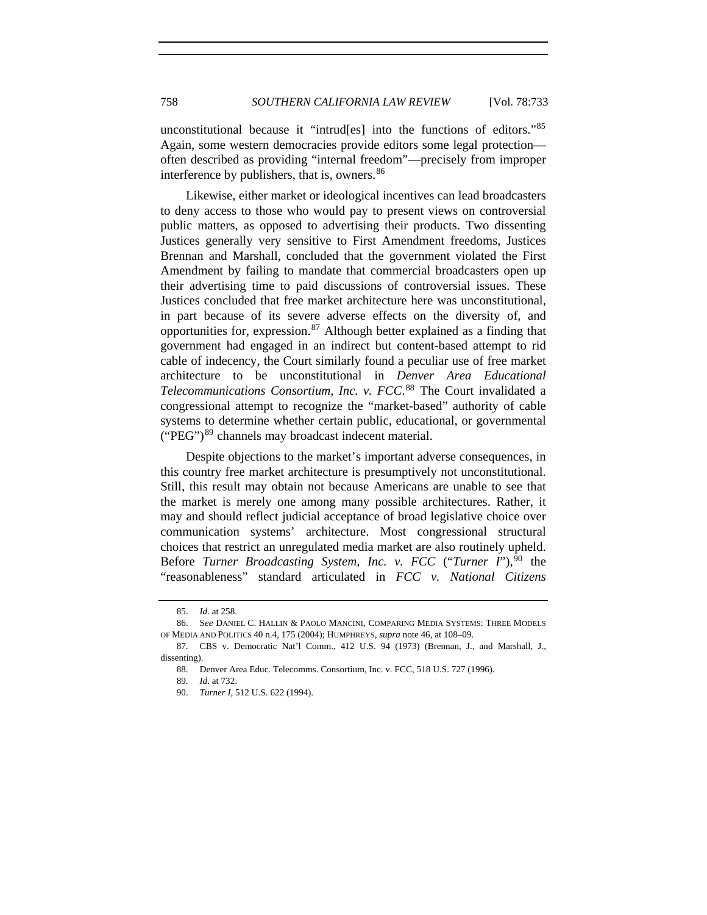unconstitutional because it "intrud[es] into the functions of editors."[85] Again, some western democracies provide editors some legal protection—often described as providing "internal freedom"—precisely from improper interference by publishers, that is, owners.[86]

Likewise, either market or ideological incentives can lead broadcasters to deny access to those who would pay to present views on controversial public matters, as opposed to advertising their products. Two dissenting Justices generally very sensitive to First Amendment freedoms, Justices Brennan and Marshall, concluded that the government violated the First Amendment by failing to mandate that commercial broadcasters open up their advertising time to paid discussions of controversial issues. These Justices concluded that free market architecture here was unconstitutional, in part because of its severe adverse effects on the diversity of, and opportunities for, expression.[87] Although better explained as a finding that government had engaged in an indirect but content-based attempt to rid cable of indecency, the Court similarly found a peculiar use of free market architecture to be unconstitutional in *Denver Area Educational Telecommunications Consortium, Inc. v. FCC*.[88] The Court invalidated a congressional attempt to recognize the "market-based" authority of cable systems to determine whether certain public, educational, or governmental ("PEG")[89] channels may broadcast indecent material.

Despite objections to the market's important adverse consequences, in this country free market architecture is presumptively not unconstitutional. Still, this result may obtain not because Americans are unable to see that the market is merely one among many possible architectures. Rather, it may and should reflect judicial acceptance of broad legislative choice over communication systems' architecture. Most congressional structural choices that restrict an unregulated media market are also routinely upheld. Before *Turner Broadcasting System, Inc. v. FCC* ("*Turner I*"),[90] the "reasonableness" standard articulated in *FCC v. National Citizens*

85. *Id.* at 258.

86. *See* DANIEL C. HALLIN & PAOLO MANCINI, COMPARING MEDIA SYSTEMS: THREE MODELS OF MEDIA AND POLITICS 40 n.4, 175 (2004); HUMPHREYS, *supra* note 46, at 108–09.

87. CBS v. Democratic Nat'l Comm., 412 U.S. 94 (1973) (Brennan, J., and Marshall, J., dissenting).

88. Denver Area Educ. Telecomms. Consortium, Inc. v. FCC, 518 U.S. 727 (1996).

89. *Id*. at 732.

90. *Turner I*, 512 U.S. 622 (1994).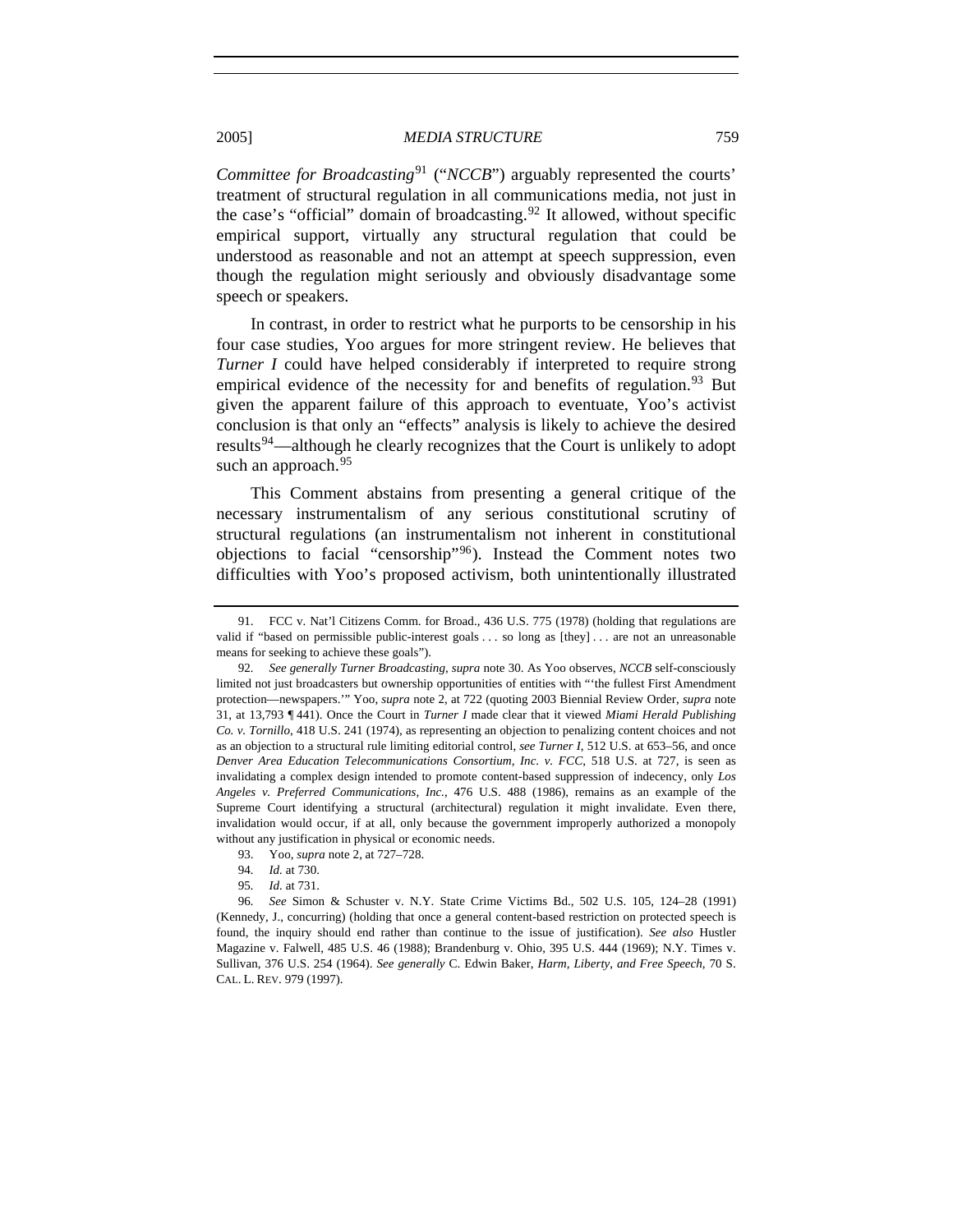*Committee for Broadcasting*[91] ("*NCCB*") arguably represented the courts' treatment of structural regulation in all communications media, not just in the case's "official" domain of broadcasting.[92] It allowed, without specific empirical support, virtually any structural regulation that could be understood as reasonable and not an attempt at speech suppression, even though the regulation might seriously and obviously disadvantage some speech or speakers.

In contrast, in order to restrict what he purports to be censorship in his four case studies, Yoo argues for more stringent review. He believes that *Turner I* could have helped considerably if interpreted to require strong empirical evidence of the necessity for and benefits of regulation.[93] But given the apparent failure of this approach to eventuate, Yoo's activist conclusion is that only an "effects" analysis is likely to achieve the desired results[94]—although he clearly recognizes that the Court is unlikely to adopt such an approach.[95]

This Comment abstains from presenting a general critique of the necessary instrumentalism of any serious constitutional scrutiny of structural regulations (an instrumentalism not inherent in constitutional objections to facial "censorship"[96]). Instead the Comment notes two difficulties with Yoo's proposed activism, both unintentionally illustrated

---

91. FCC v. Nat'l Citizens Comm. for Broad., 436 U.S. 775 (1978) (holding that regulations are valid if "based on permissible public-interest goals . . . so long as [they] . . . are not an unreasonable means for seeking to achieve these goals").

92. *See generally Turner Broadcasting*, *supra* note 30. As Yoo observes, *NCCB* self-consciously limited not just broadcasters but ownership opportunities of entities with "'the fullest First Amendment protection—newspapers.'" Yoo, *supra* note 2, at 722 (quoting 2003 Biennial Review Order, *supra* note 31, at 13,793 ¶ 441). Once the Court in *Turner I* made clear that it viewed *Miami Herald Publishing Co. v. Tornillo*, 418 U.S. 241 (1974), as representing an objection to penalizing content choices and not as an objection to a structural rule limiting editorial control, *see Turner I*, 512 U.S. at 653–56, and once *Denver Area Education Telecommunications Consortium, Inc. v. FCC*, 518 U.S. at 727, is seen as invalidating a complex design intended to promote content-based suppression of indecency, only *Los Angeles v. Preferred Communications, Inc.*, 476 U.S. 488 (1986), remains as an example of the Supreme Court identifying a structural (architectural) regulation it might invalidate. Even there, invalidation would occur, if at all, only because the government improperly authorized a monopoly without any justification in physical or economic needs.

93. Yoo, *supra* note 2, at 727–728.

94. *Id.* at 730.

95. *Id.* at 731.

96. *See* Simon & Schuster v. N.Y. State Crime Victims Bd., 502 U.S. 105, 124–28 (1991) (Kennedy, J., concurring) (holding that once a general content-based restriction on protected speech is found, the inquiry should end rather than continue to the issue of justification). *See also* Hustler Magazine v. Falwell, 485 U.S. 46 (1988); Brandenburg v. Ohio, 395 U.S. 444 (1969); N.Y. Times v. Sullivan, 376 U.S. 254 (1964). *See generally* C. Edwin Baker, *Harm, Liberty, and Free Speech*, 70 S. CAL. L. REV. 979 (1997).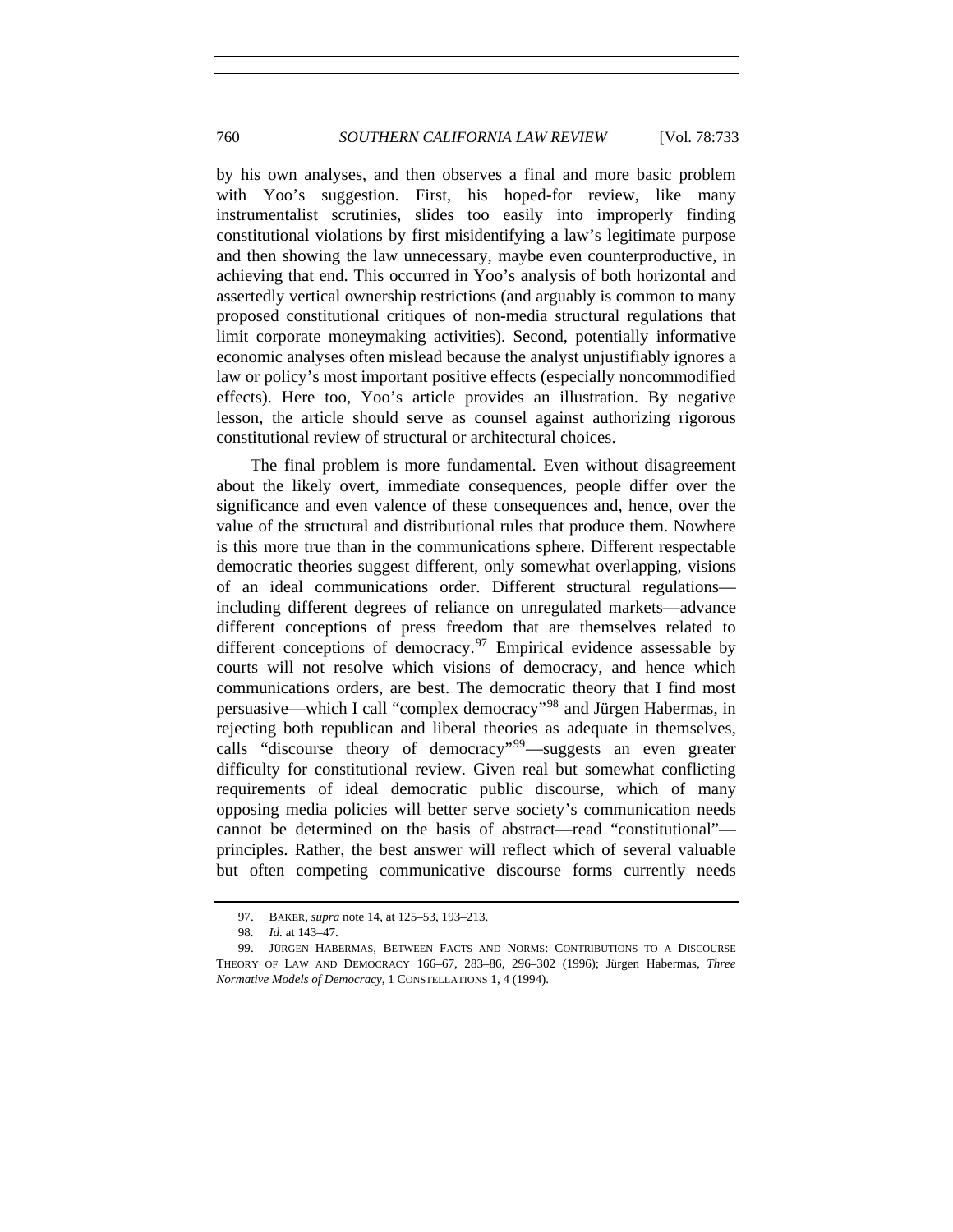by his own analyses, and then observes a final and more basic problem with Yoo's suggestion. First, his hoped-for review, like many instrumentalist scrutinies, slides too easily into improperly finding constitutional violations by first misidentifying a law's legitimate purpose and then showing the law unnecessary, maybe even counterproductive, in achieving that end. This occurred in Yoo's analysis of both horizontal and assertedly vertical ownership restrictions (and arguably is common to many proposed constitutional critiques of non-media structural regulations that limit corporate moneymaking activities). Second, potentially informative economic analyses often mislead because the analyst unjustifiably ignores a law or policy's most important positive effects (especially noncommodified effects). Here too, Yoo's article provides an illustration. By negative lesson, the article should serve as counsel against authorizing rigorous constitutional review of structural or architectural choices.

The final problem is more fundamental. Even without disagreement about the likely overt, immediate consequences, people differ over the significance and even valence of these consequences and, hence, over the value of the structural and distributional rules that produce them. Nowhere is this more true than in the communications sphere. Different respectable democratic theories suggest different, only somewhat overlapping, visions of an ideal communications order. Different structural regulations—including different degrees of reliance on unregulated markets—advance different conceptions of press freedom that are themselves related to different conceptions of democracy.[97] Empirical evidence assessable by courts will not resolve which visions of democracy, and hence which communications orders, are best. The democratic theory that I find most persuasive—which I call "complex democracy"[98] and Jürgen Habermas, in rejecting both republican and liberal theories as adequate in themselves, calls "discourse theory of democracy"[99]—suggests an even greater difficulty for constitutional review. Given real but somewhat conflicting requirements of ideal democratic public discourse, which of many opposing media policies will better serve society's communication needs cannot be determined on the basis of abstract—read "constitutional"—principles. Rather, the best answer will reflect which of several valuable but often competing communicative discourse forms currently needs

97. BAKER, *supra* note 14, at 125–53, 193–213.

98. *Id.* at 143–47.

99. JÜRGEN HABERMAS, BETWEEN FACTS AND NORMS: CONTRIBUTIONS TO A DISCOURSE THEORY OF LAW AND DEMOCRACY 166–67, 283–86, 296–302 (1996); Jürgen Habermas, *Three Normative Models of Democracy*, 1 CONSTELLATIONS 1, 4 (1994).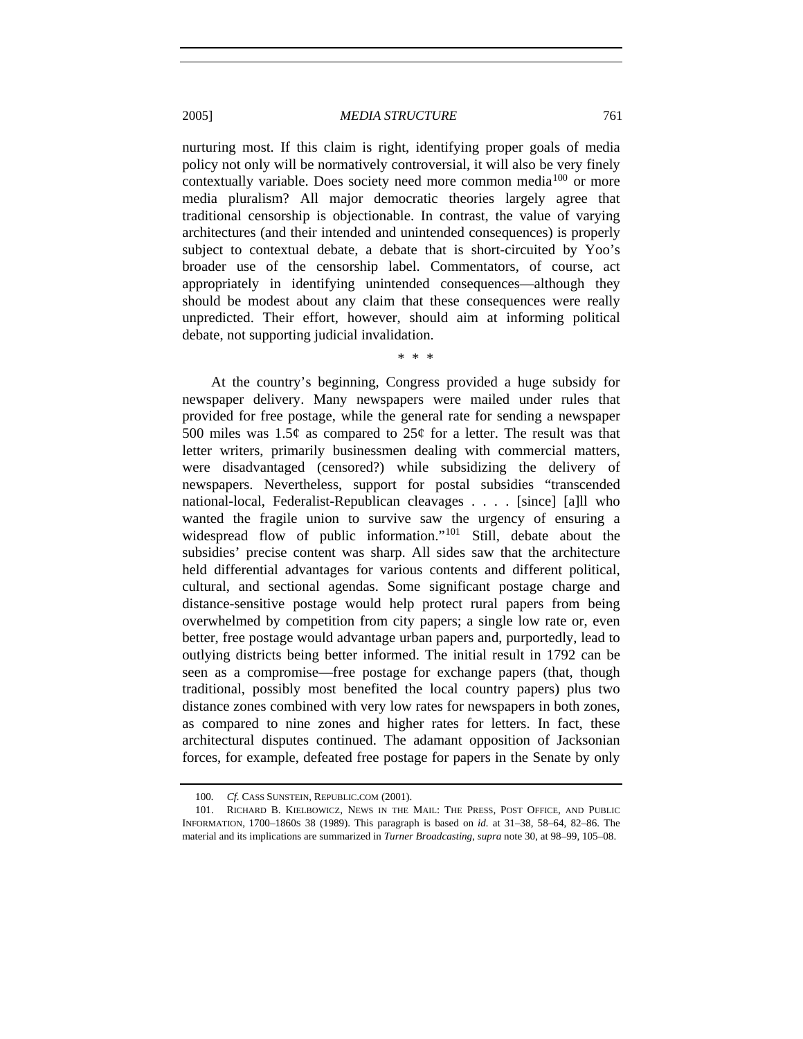nurturing most. If this claim is right, identifying proper goals of media policy not only will be normatively controversial, it will also be very finely contextually variable. Does society need more common media[100] or more media pluralism? All major democratic theories largely agree that traditional censorship is objectionable. In contrast, the value of varying architectures (and their intended and unintended consequences) is properly subject to contextual debate, a debate that is short-circuited by Yoo's broader use of the censorship label. Commentators, of course, act appropriately in identifying unintended consequences—although they should be modest about any claim that these consequences were really unpredicted. Their effort, however, should aim at informing political debate, not supporting judicial invalidation.

\* \* \*

At the country's beginning, Congress provided a huge subsidy for newspaper delivery. Many newspapers were mailed under rules that provided for free postage, while the general rate for sending a newspaper 500 miles was 1.5¢ as compared to 25¢ for a letter. The result was that letter writers, primarily businessmen dealing with commercial matters, were disadvantaged (censored?) while subsidizing the delivery of newspapers. Nevertheless, support for postal subsidies "transcended national-local, Federalist-Republican cleavages . . . . [since] [a]ll who wanted the fragile union to survive saw the urgency of ensuring a widespread flow of public information."[101] Still, debate about the subsidies' precise content was sharp. All sides saw that the architecture held differential advantages for various contents and different political, cultural, and sectional agendas. Some significant postage charge and distance-sensitive postage would help protect rural papers from being overwhelmed by competition from city papers; a single low rate or, even better, free postage would advantage urban papers and, purportedly, lead to outlying districts being better informed. The initial result in 1792 can be seen as a compromise—free postage for exchange papers (that, though traditional, possibly most benefited the local country papers) plus two distance zones combined with very low rates for newspapers in both zones, as compared to nine zones and higher rates for letters. In fact, these architectural disputes continued. The adamant opposition of Jacksonian forces, for example, defeated free postage for papers in the Senate by only

---

100. *Cf.* CASS SUNSTEIN, REPUBLIC.COM (2001).

101. RICHARD B. KIELBOWICZ, NEWS IN THE MAIL: THE PRESS, POST OFFICE, AND PUBLIC INFORMATION, 1700–1860S 38 (1989). This paragraph is based on *id.* at 31–38, 58–64, 82–86. The material and its implications are summarized in *Turner Broadcasting*, *supra* note 30, at 98–99, 105–08.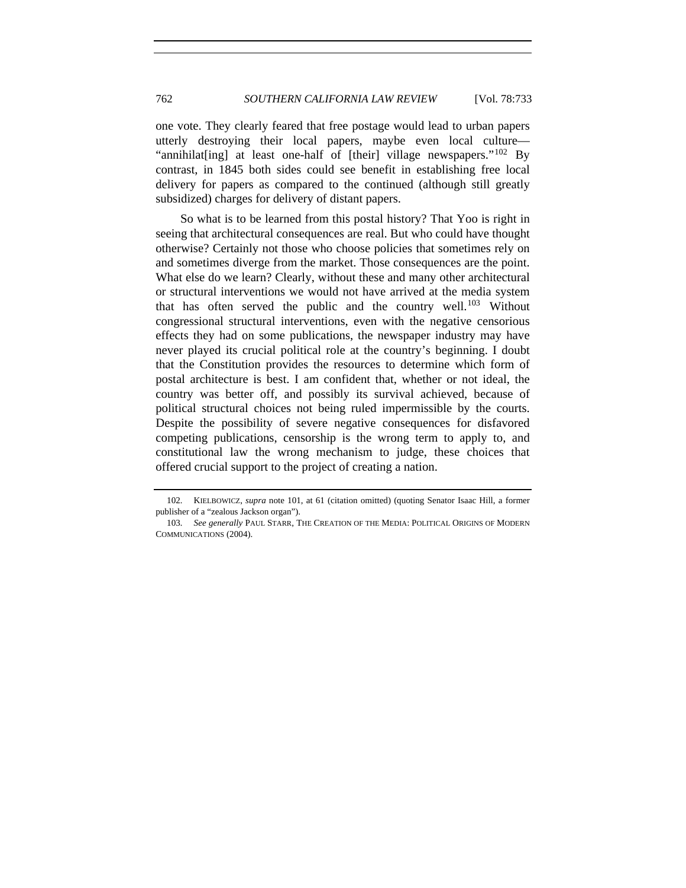one vote. They clearly feared that free postage would lead to urban papers utterly destroying their local papers, maybe even local culture—"annihilat[ing] at least one-half of [their] village newspapers."[102] By contrast, in 1845 both sides could see benefit in establishing free local delivery for papers as compared to the continued (although still greatly subsidized) charges for delivery of distant papers.

So what is to be learned from this postal history? That Yoo is right in seeing that architectural consequences are real. But who could have thought otherwise? Certainly not those who choose policies that sometimes rely on and sometimes diverge from the market. Those consequences are the point. What else do we learn? Clearly, without these and many other architectural or structural interventions we would not have arrived at the media system that has often served the public and the country well.[103] Without congressional structural interventions, even with the negative censorious effects they had on some publications, the newspaper industry may have never played its crucial political role at the country's beginning. I doubt that the Constitution provides the resources to determine which form of postal architecture is best. I am confident that, whether or not ideal, the country was better off, and possibly its survival achieved, because of political structural choices not being ruled impermissible by the courts. Despite the possibility of severe negative consequences for disfavored competing publications, censorship is the wrong term to apply to, and constitutional law the wrong mechanism to judge, these choices that offered crucial support to the project of creating a nation.

---

102. KIELBOWICZ, *supra* note 101, at 61 (citation omitted) (quoting Senator Isaac Hill, a former publisher of a "zealous Jackson organ").

103. *See generally* PAUL STARR, THE CREATION OF THE MEDIA: POLITICAL ORIGINS OF MODERN COMMUNICATIONS (2004).